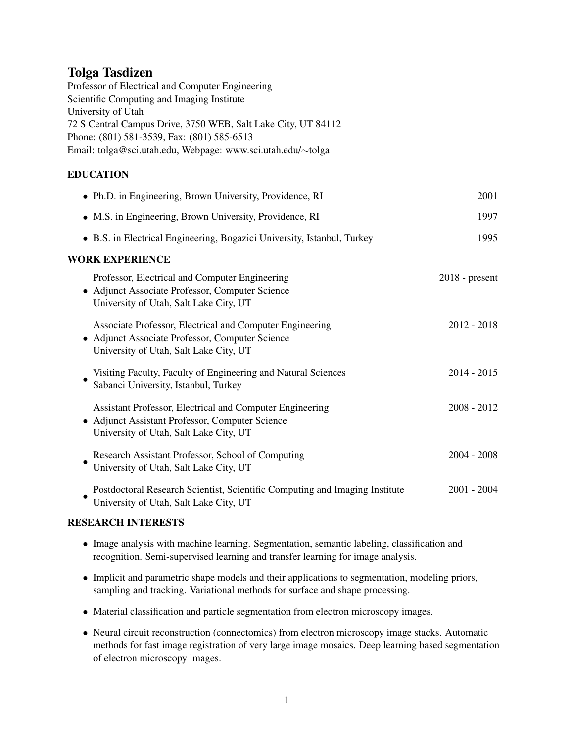# Tolga Tasdizen

Professor of Electrical and Computer Engineering
Scientific Computing and Imaging Institute
University of Utah
72 S Central Campus Drive, 3750 WEB, Salt Lake City, UT 84112
Phone: (801) 581-3539, Fax: (801) 585-6513
Email: tolga@sci.utah.edu, Webpage: www.sci.utah.edu/∼tolga

## EDUCATION

- Ph.D. in Engineering, Brown University, Providence, RI — 2001
- M.S. in Engineering, Brown University, Providence, RI — 1997
- B.S. in Electrical Engineering, Bogazici University, Istanbul, Turkey — 1995

## WORK EXPERIENCE

- Professor, Electrical and Computer Engineering — 2018 - present
  Adjunct Associate Professor, Computer Science
  University of Utah, Salt Lake City, UT
- Associate Professor, Electrical and Computer Engineering — 2012 - 2018
  Adjunct Associate Professor, Computer Science
  University of Utah, Salt Lake City, UT
- Visiting Faculty, Faculty of Engineering and Natural Sciences — 2014 - 2015
  Sabanci University, Istanbul, Turkey
- Assistant Professor, Electrical and Computer Engineering — 2008 - 2012
  Adjunct Assistant Professor, Computer Science
  University of Utah, Salt Lake City, UT
- Research Assistant Professor, School of Computing — 2004 - 2008
  University of Utah, Salt Lake City, UT
- Postdoctoral Research Scientist, Scientific Computing and Imaging Institute — 2001 - 2004
  University of Utah, Salt Lake City, UT

## RESEARCH INTERESTS

- Image analysis with machine learning. Segmentation, semantic labeling, classification and recognition. Semi-supervised learning and transfer learning for image analysis.
- Implicit and parametric shape models and their applications to segmentation, modeling priors, sampling and tracking. Variational methods for surface and shape processing.
- Material classification and particle segmentation from electron microscopy images.
- Neural circuit reconstruction (connectomics) from electron microscopy image stacks. Automatic methods for fast image registration of very large image mosaics. Deep learning based segmentation of electron microscopy images.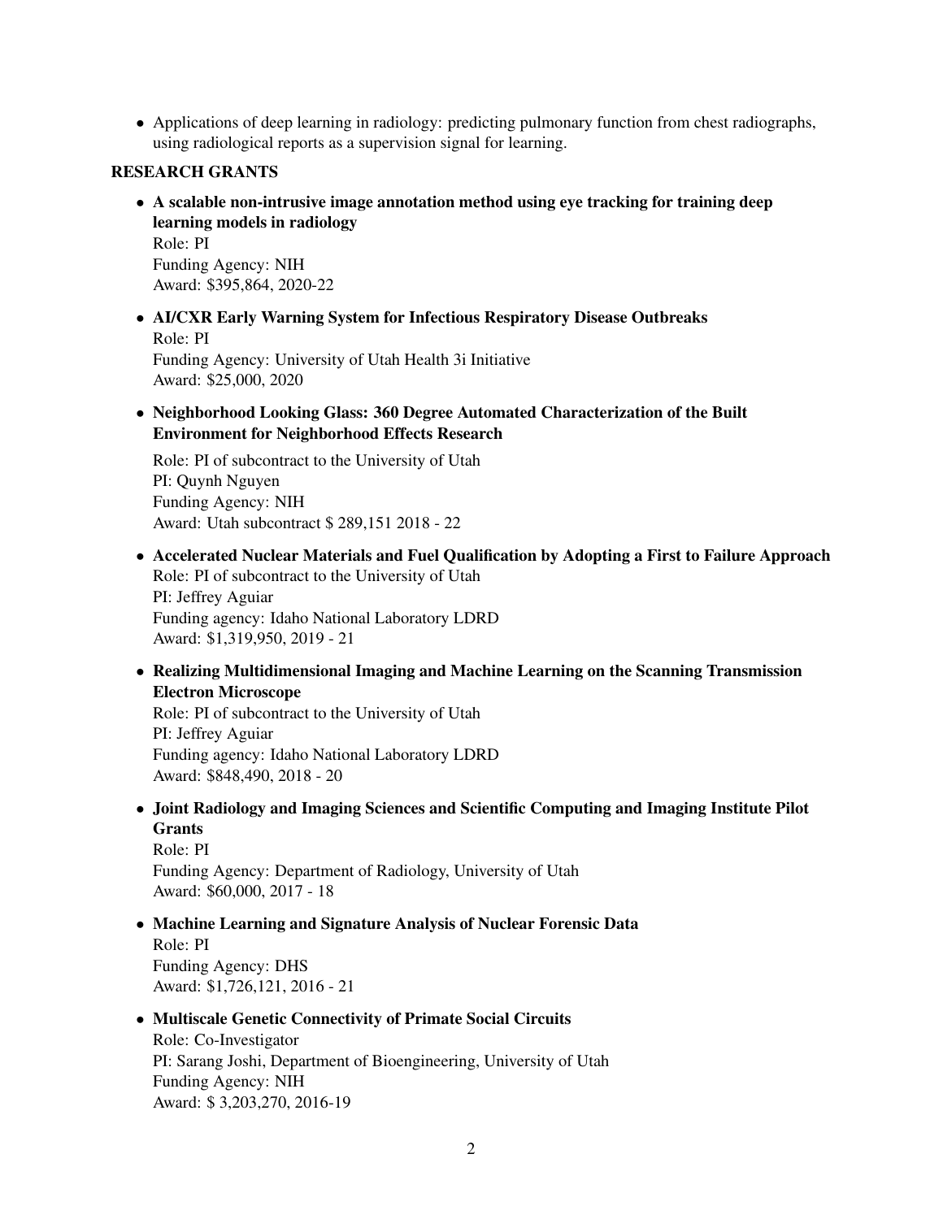- Applications of deep learning in radiology: predicting pulmonary function from chest radiographs, using radiological reports as a supervision signal for learning.

**RESEARCH GRANTS**

- **A scalable non-intrusive image annotation method using eye tracking for training deep learning models in radiology**
  Role: PI
  Funding Agency: NIH
  Award: $395,864, 2020-22
- **AI/CXR Early Warning System for Infectious Respiratory Disease Outbreaks**
  Role: PI
  Funding Agency: University of Utah Health 3i Initiative
  Award: $25,000, 2020
- **Neighborhood Looking Glass: 360 Degree Automated Characterization of the Built Environment for Neighborhood Effects Research**

  Role: PI of subcontract to the University of Utah
  PI: Quynh Nguyen
  Funding Agency: NIH
  Award: Utah subcontract $ 289,151 2018 - 22
- **Accelerated Nuclear Materials and Fuel Qualification by Adopting a First to Failure Approach**
  Role: PI of subcontract to the University of Utah
  PI: Jeffrey Aguiar
  Funding agency: Idaho National Laboratory LDRD
  Award: $1,319,950, 2019 - 21
- **Realizing Multidimensional Imaging and Machine Learning on the Scanning Transmission Electron Microscope**
  Role: PI of subcontract to the University of Utah
  PI: Jeffrey Aguiar
  Funding agency: Idaho National Laboratory LDRD
  Award: $848,490, 2018 - 20
- **Joint Radiology and Imaging Sciences and Scientific Computing and Imaging Institute Pilot Grants**
  Role: PI
  Funding Agency: Department of Radiology, University of Utah
  Award: $60,000, 2017 - 18
- **Machine Learning and Signature Analysis of Nuclear Forensic Data**
  Role: PI
  Funding Agency: DHS
  Award: $1,726,121, 2016 - 21
- **Multiscale Genetic Connectivity of Primate Social Circuits**
  Role: Co-Investigator
  PI: Sarang Joshi, Department of Bioengineering, University of Utah
  Funding Agency: NIH
  Award: $ 3,203,270, 2016-19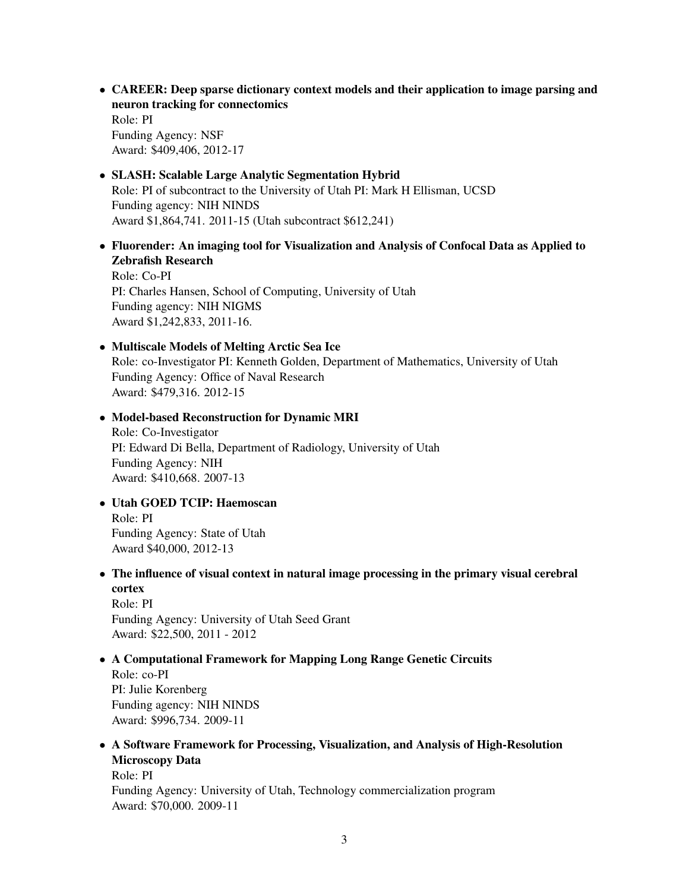- **CAREER: Deep sparse dictionary context models and their application to image parsing and neuron tracking for connectomics**
  Role: PI
  Funding Agency: NSF
  Award: $409,406, 2012-17

- **SLASH: Scalable Large Analytic Segmentation Hybrid**
  Role: PI of subcontract to the University of Utah PI: Mark H Ellisman, UCSD
  Funding agency: NIH NINDS
  Award $1,864,741. 2011-15 (Utah subcontract $612,241)

- **Fluorender: An imaging tool for Visualization and Analysis of Confocal Data as Applied to Zebrafish Research**
  Role: Co-PI
  PI: Charles Hansen, School of Computing, University of Utah
  Funding agency: NIH NIGMS
  Award $1,242,833, 2011-16.

- **Multiscale Models of Melting Arctic Sea Ice**
  Role: co-Investigator PI: Kenneth Golden, Department of Mathematics, University of Utah
  Funding Agency: Office of Naval Research
  Award: $479,316. 2012-15

- **Model-based Reconstruction for Dynamic MRI**
  Role: Co-Investigator
  PI: Edward Di Bella, Department of Radiology, University of Utah
  Funding Agency: NIH
  Award: $410,668. 2007-13

- **Utah GOED TCIP: Haemoscan**
  Role: PI
  Funding Agency: State of Utah
  Award $40,000, 2012-13

- **The influence of visual context in natural image processing in the primary visual cerebral cortex**
  Role: PI
  Funding Agency: University of Utah Seed Grant
  Award: $22,500, 2011 - 2012

- **A Computational Framework for Mapping Long Range Genetic Circuits**
  Role: co-PI
  PI: Julie Korenberg
  Funding agency: NIH NINDS
  Award: $996,734. 2009-11

- **A Software Framework for Processing, Visualization, and Analysis of High-Resolution Microscopy Data**
  Role: PI
  Funding Agency: University of Utah, Technology commercialization program
  Award: $70,000. 2009-11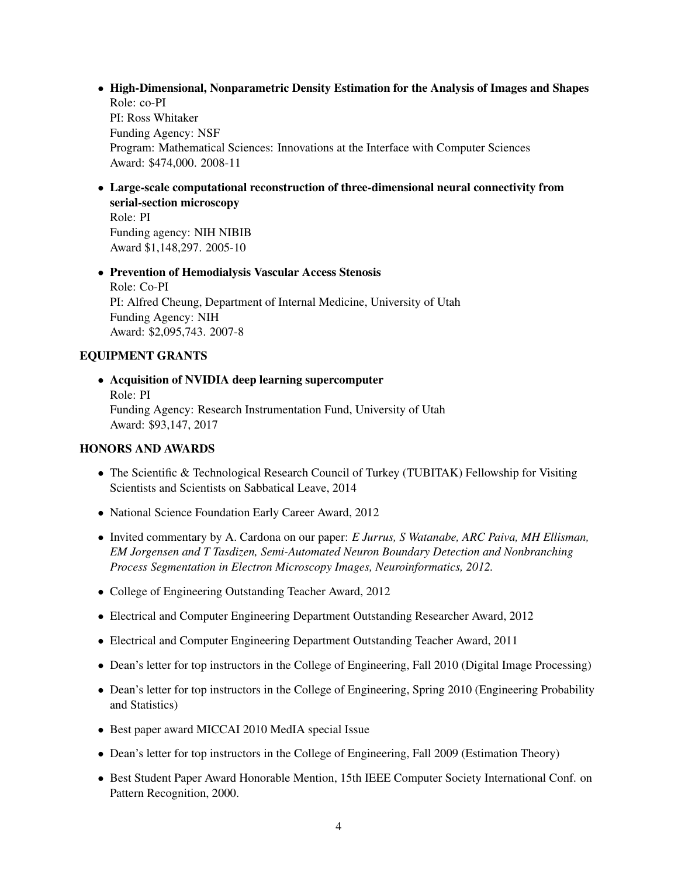- **High-Dimensional, Nonparametric Density Estimation for the Analysis of Images and Shapes**
  Role: co-PI
  PI: Ross Whitaker
  Funding Agency: NSF
  Program: Mathematical Sciences: Innovations at the Interface with Computer Sciences
  Award: $474,000. 2008-11

- **Large-scale computational reconstruction of three-dimensional neural connectivity from serial-section microscopy**
  Role: PI
  Funding agency: NIH NIBIB
  Award $1,148,297. 2005-10

- **Prevention of Hemodialysis Vascular Access Stenosis**
  Role: Co-PI
  PI: Alfred Cheung, Department of Internal Medicine, University of Utah
  Funding Agency: NIH
  Award: $2,095,743. 2007-8

## EQUIPMENT GRANTS

- **Acquisition of NVIDIA deep learning supercomputer**
  Role: PI
  Funding Agency: Research Instrumentation Fund, University of Utah
  Award: $93,147, 2017

## HONORS AND AWARDS

- The Scientific & Technological Research Council of Turkey (TUBITAK) Fellowship for Visiting Scientists and Scientists on Sabbatical Leave, 2014
- National Science Foundation Early Career Award, 2012
- Invited commentary by A. Cardona on our paper: *E Jurrus, S Watanabe, ARC Paiva, MH Ellisman, EM Jorgensen and T Tasdizen, Semi-Automated Neuron Boundary Detection and Nonbranching Process Segmentation in Electron Microscopy Images, Neuroinformatics, 2012.*
- College of Engineering Outstanding Teacher Award, 2012
- Electrical and Computer Engineering Department Outstanding Researcher Award, 2012
- Electrical and Computer Engineering Department Outstanding Teacher Award, 2011
- Dean's letter for top instructors in the College of Engineering, Fall 2010 (Digital Image Processing)
- Dean's letter for top instructors in the College of Engineering, Spring 2010 (Engineering Probability and Statistics)
- Best paper award MICCAI 2010 MedIA special Issue
- Dean's letter for top instructors in the College of Engineering, Fall 2009 (Estimation Theory)
- Best Student Paper Award Honorable Mention, 15th IEEE Computer Society International Conf. on Pattern Recognition, 2000.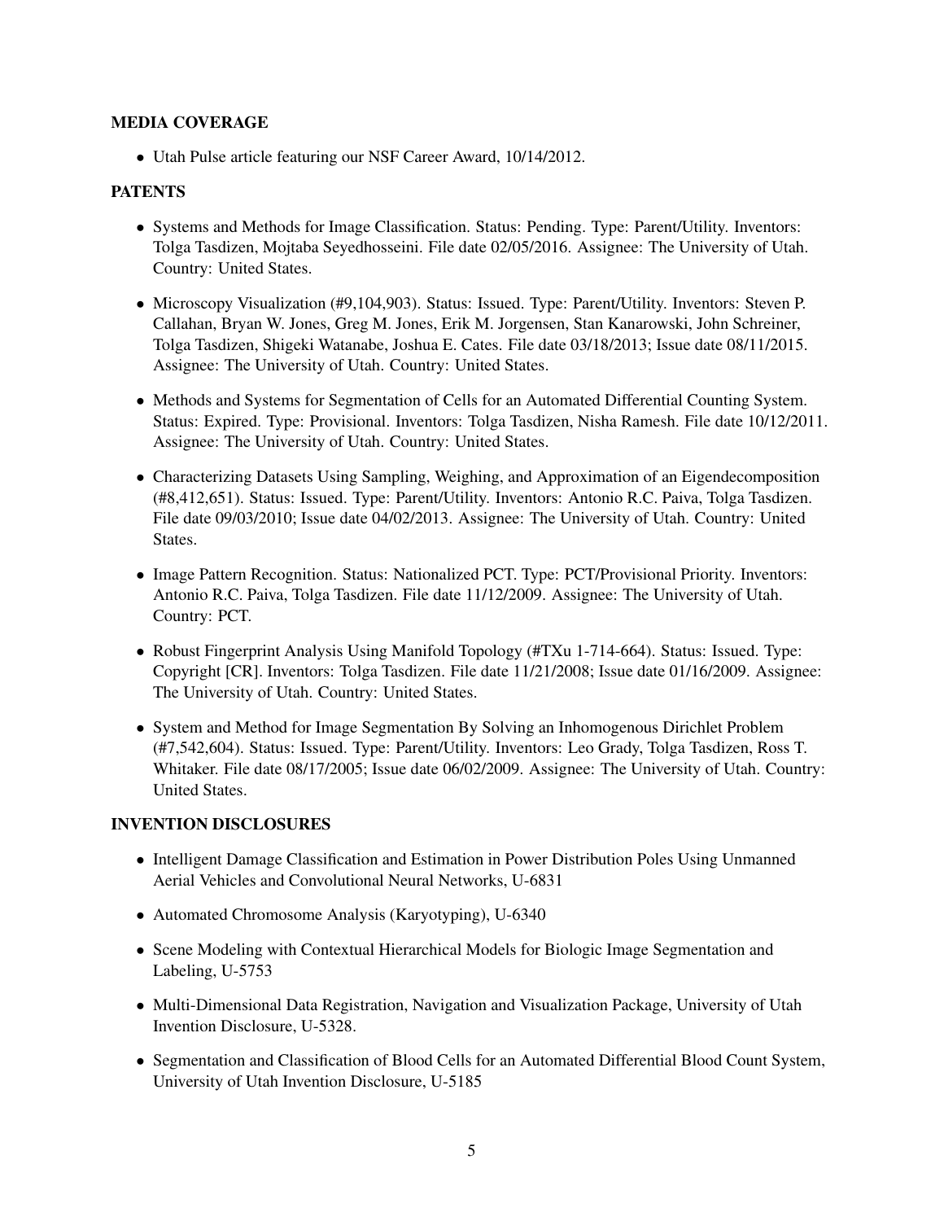### MEDIA COVERAGE

- Utah Pulse article featuring our NSF Career Award, 10/14/2012.

### PATENTS

- Systems and Methods for Image Classification. Status: Pending. Type: Parent/Utility. Inventors: Tolga Tasdizen, Mojtaba Seyedhosseini. File date 02/05/2016. Assignee: The University of Utah. Country: United States.

- Microscopy Visualization (#9,104,903). Status: Issued. Type: Parent/Utility. Inventors: Steven P. Callahan, Bryan W. Jones, Greg M. Jones, Erik M. Jorgensen, Stan Kanarowski, John Schreiner, Tolga Tasdizen, Shigeki Watanabe, Joshua E. Cates. File date 03/18/2013; Issue date 08/11/2015. Assignee: The University of Utah. Country: United States.

- Methods and Systems for Segmentation of Cells for an Automated Differential Counting System. Status: Expired. Type: Provisional. Inventors: Tolga Tasdizen, Nisha Ramesh. File date 10/12/2011. Assignee: The University of Utah. Country: United States.

- Characterizing Datasets Using Sampling, Weighing, and Approximation of an Eigendecomposition (#8,412,651). Status: Issued. Type: Parent/Utility. Inventors: Antonio R.C. Paiva, Tolga Tasdizen. File date 09/03/2010; Issue date 04/02/2013. Assignee: The University of Utah. Country: United States.

- Image Pattern Recognition. Status: Nationalized PCT. Type: PCT/Provisional Priority. Inventors: Antonio R.C. Paiva, Tolga Tasdizen. File date 11/12/2009. Assignee: The University of Utah. Country: PCT.

- Robust Fingerprint Analysis Using Manifold Topology (#TXu 1-714-664). Status: Issued. Type: Copyright [CR]. Inventors: Tolga Tasdizen. File date 11/21/2008; Issue date 01/16/2009. Assignee: The University of Utah. Country: United States.

- System and Method for Image Segmentation By Solving an Inhomogenous Dirichlet Problem (#7,542,604). Status: Issued. Type: Parent/Utility. Inventors: Leo Grady, Tolga Tasdizen, Ross T. Whitaker. File date 08/17/2005; Issue date 06/02/2009. Assignee: The University of Utah. Country: United States.

### INVENTION DISCLOSURES

- Intelligent Damage Classification and Estimation in Power Distribution Poles Using Unmanned Aerial Vehicles and Convolutional Neural Networks, U-6831

- Automated Chromosome Analysis (Karyotyping), U-6340

- Scene Modeling with Contextual Hierarchical Models for Biologic Image Segmentation and Labeling, U-5753

- Multi-Dimensional Data Registration, Navigation and Visualization Package, University of Utah Invention Disclosure, U-5328.

- Segmentation and Classification of Blood Cells for an Automated Differential Blood Count System, University of Utah Invention Disclosure, U-5185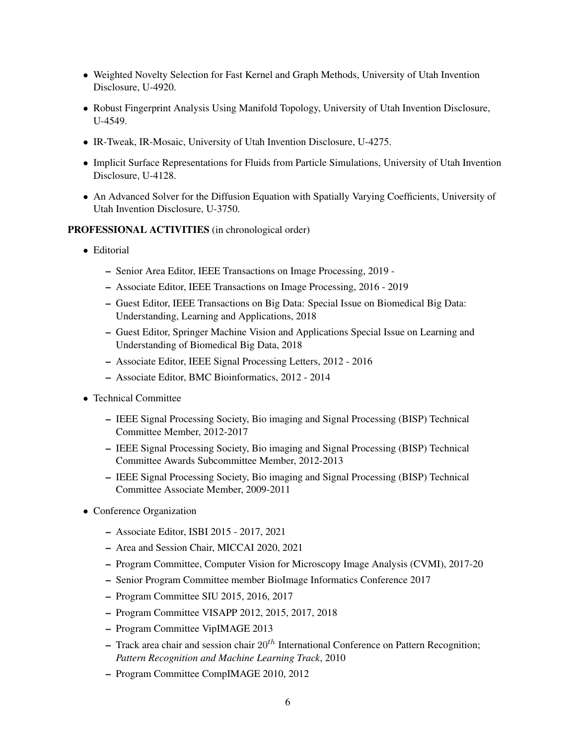- Weighted Novelty Selection for Fast Kernel and Graph Methods, University of Utah Invention Disclosure, U-4920.
- Robust Fingerprint Analysis Using Manifold Topology, University of Utah Invention Disclosure, U-4549.
- IR-Tweak, IR-Mosaic, University of Utah Invention Disclosure, U-4275.
- Implicit Surface Representations for Fluids from Particle Simulations, University of Utah Invention Disclosure, U-4128.
- An Advanced Solver for the Diffusion Equation with Spatially Varying Coefficients, University of Utah Invention Disclosure, U-3750.

**PROFESSIONAL ACTIVITIES** (in chronological order)

- Editorial
  - Senior Area Editor, IEEE Transactions on Image Processing, 2019 -
  - Associate Editor, IEEE Transactions on Image Processing, 2016 - 2019
  - Guest Editor, IEEE Transactions on Big Data: Special Issue on Biomedical Big Data: Understanding, Learning and Applications, 2018
  - Guest Editor, Springer Machine Vision and Applications Special Issue on Learning and Understanding of Biomedical Big Data, 2018
  - Associate Editor, IEEE Signal Processing Letters, 2012 - 2016
  - Associate Editor, BMC Bioinformatics, 2012 - 2014
- Technical Committee
  - IEEE Signal Processing Society, Bio imaging and Signal Processing (BISP) Technical Committee Member, 2012-2017
  - IEEE Signal Processing Society, Bio imaging and Signal Processing (BISP) Technical Committee Awards Subcommittee Member, 2012-2013
  - IEEE Signal Processing Society, Bio imaging and Signal Processing (BISP) Technical Committee Associate Member, 2009-2011
- Conference Organization
  - Associate Editor, ISBI 2015 - 2017, 2021
  - Area and Session Chair, MICCAI 2020, 2021
  - Program Committee, Computer Vision for Microscopy Image Analysis (CVMI), 2017-20
  - Senior Program Committee member BioImage Informatics Conference 2017
  - Program Committee SIU 2015, 2016, 2017
  - Program Committee VISAPP 2012, 2015, 2017, 2018
  - Program Committee VipIMAGE 2013
  - Track area chair and session chair $20^{th}$ International Conference on Pattern Recognition; *Pattern Recognition and Machine Learning Track*, 2010
  - Program Committee CompIMAGE 2010, 2012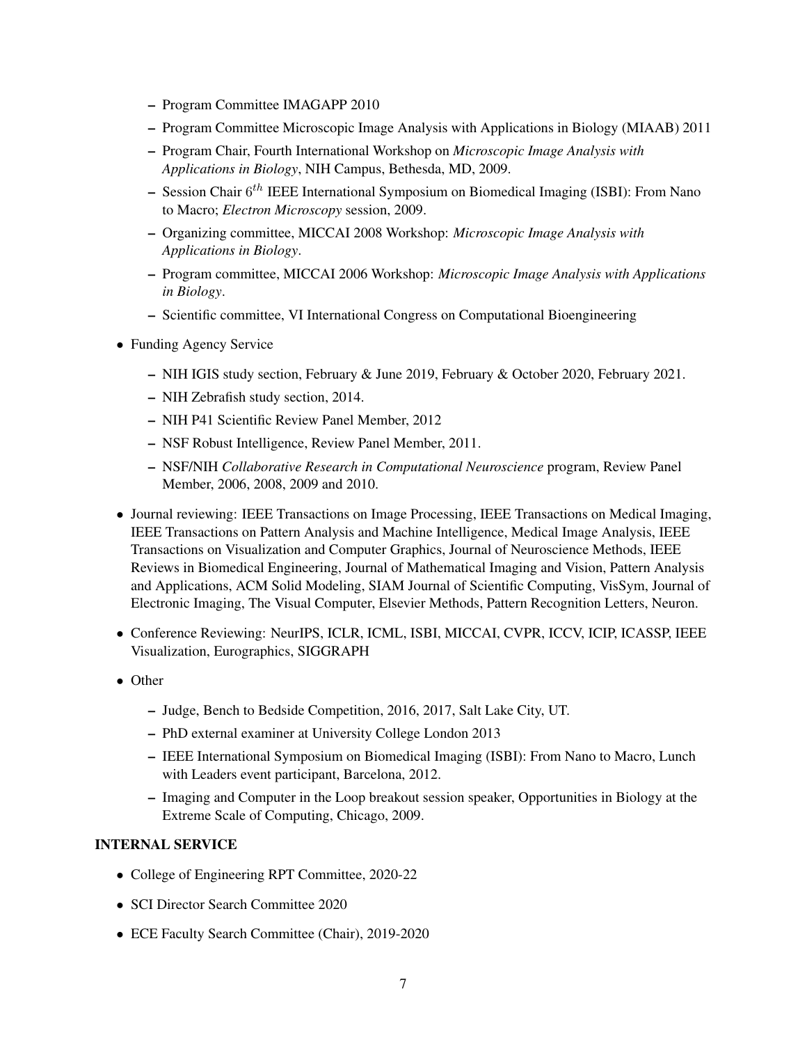- Program Committee IMAGAPP 2010
  - Program Committee Microscopic Image Analysis with Applications in Biology (MIAAB) 2011
  - Program Chair, Fourth International Workshop on *Microscopic Image Analysis with Applications in Biology*, NIH Campus, Bethesda, MD, 2009.
  - Session Chair $6^{th}$ IEEE International Symposium on Biomedical Imaging (ISBI): From Nano to Macro; *Electron Microscopy* session, 2009.
  - Organizing committee, MICCAI 2008 Workshop: *Microscopic Image Analysis with Applications in Biology*.
  - Program committee, MICCAI 2006 Workshop: *Microscopic Image Analysis with Applications in Biology*.
  - Scientific committee, VI International Congress on Computational Bioengineering
- Funding Agency Service
  - NIH IGIS study section, February & June 2019, February & October 2020, February 2021.
  - NIH Zebrafish study section, 2014.
  - NIH P41 Scientific Review Panel Member, 2012
  - NSF Robust Intelligence, Review Panel Member, 2011.
  - NSF/NIH *Collaborative Research in Computational Neuroscience* program, Review Panel Member, 2006, 2008, 2009 and 2010.
- Journal reviewing: IEEE Transactions on Image Processing, IEEE Transactions on Medical Imaging, IEEE Transactions on Pattern Analysis and Machine Intelligence, Medical Image Analysis, IEEE Transactions on Visualization and Computer Graphics, Journal of Neuroscience Methods, IEEE Reviews in Biomedical Engineering, Journal of Mathematical Imaging and Vision, Pattern Analysis and Applications, ACM Solid Modeling, SIAM Journal of Scientific Computing, VisSym, Journal of Electronic Imaging, The Visual Computer, Elsevier Methods, Pattern Recognition Letters, Neuron.
- Conference Reviewing: NeurIPS, ICLR, ICML, ISBI, MICCAI, CVPR, ICCV, ICIP, ICASSP, IEEE Visualization, Eurographics, SIGGRAPH
- Other
  - Judge, Bench to Bedside Competition, 2016, 2017, Salt Lake City, UT.
  - PhD external examiner at University College London 2013
  - IEEE International Symposium on Biomedical Imaging (ISBI): From Nano to Macro, Lunch with Leaders event participant, Barcelona, 2012.
  - Imaging and Computer in the Loop breakout session speaker, Opportunities in Biology at the Extreme Scale of Computing, Chicago, 2009.

## INTERNAL SERVICE

- College of Engineering RPT Committee, 2020-22
- SCI Director Search Committee 2020
- ECE Faculty Search Committee (Chair), 2019-2020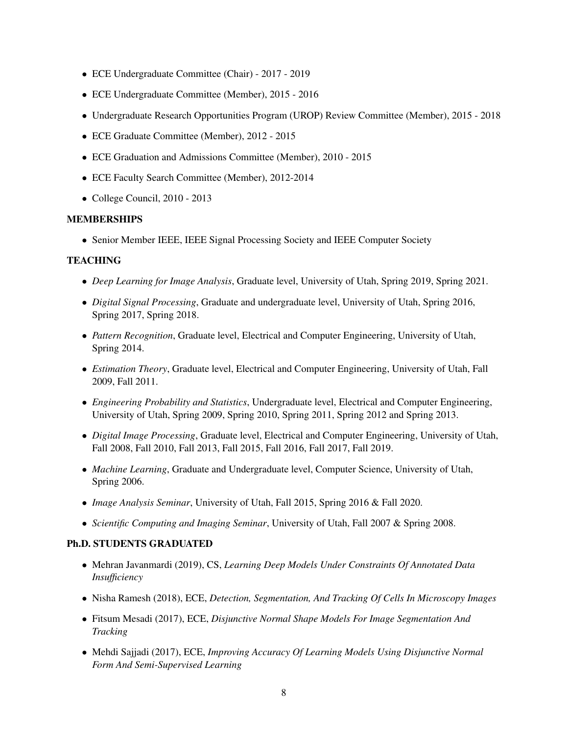- ECE Undergraduate Committee (Chair) - 2017 - 2019
- ECE Undergraduate Committee (Member), 2015 - 2016
- Undergraduate Research Opportunities Program (UROP) Review Committee (Member), 2015 - 2018
- ECE Graduate Committee (Member), 2012 - 2015
- ECE Graduation and Admissions Committee (Member), 2010 - 2015
- ECE Faculty Search Committee (Member), 2012-2014
- College Council, 2010 - 2013

### MEMBERSHIPS

- Senior Member IEEE, IEEE Signal Processing Society and IEEE Computer Society

### TEACHING

- *Deep Learning for Image Analysis*, Graduate level, University of Utah, Spring 2019, Spring 2021.
- *Digital Signal Processing*, Graduate and undergraduate level, University of Utah, Spring 2016, Spring 2017, Spring 2018.
- *Pattern Recognition*, Graduate level, Electrical and Computer Engineering, University of Utah, Spring 2014.
- *Estimation Theory*, Graduate level, Electrical and Computer Engineering, University of Utah, Fall 2009, Fall 2011.
- *Engineering Probability and Statistics*, Undergraduate level, Electrical and Computer Engineering, University of Utah, Spring 2009, Spring 2010, Spring 2011, Spring 2012 and Spring 2013.
- *Digital Image Processing*, Graduate level, Electrical and Computer Engineering, University of Utah, Fall 2008, Fall 2010, Fall 2013, Fall 2015, Fall 2016, Fall 2017, Fall 2019.
- *Machine Learning*, Graduate and Undergraduate level, Computer Science, University of Utah, Spring 2006.
- *Image Analysis Seminar*, University of Utah, Fall 2015, Spring 2016 & Fall 2020.
- *Scientific Computing and Imaging Seminar*, University of Utah, Fall 2007 & Spring 2008.

### Ph.D. STUDENTS GRADUATED

- Mehran Javanmardi (2019), CS, *Learning Deep Models Under Constraints Of Annotated Data Insufficiency*
- Nisha Ramesh (2018), ECE, *Detection, Segmentation, And Tracking Of Cells In Microscopy Images*
- Fitsum Mesadi (2017), ECE, *Disjunctive Normal Shape Models For Image Segmentation And Tracking*
- Mehdi Sajjadi (2017), ECE, *Improving Accuracy Of Learning Models Using Disjunctive Normal Form And Semi-Supervised Learning*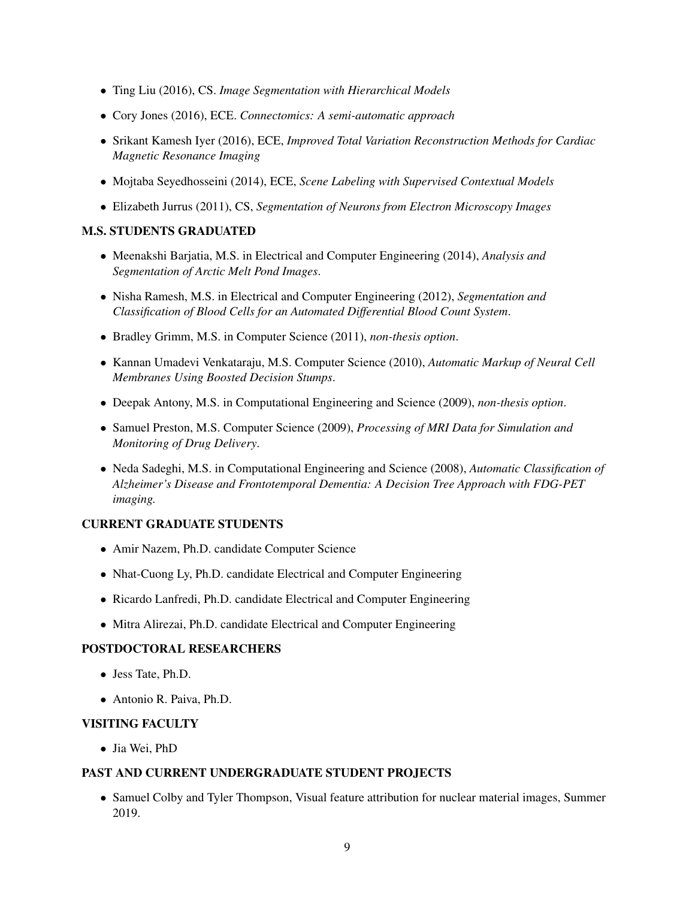- Ting Liu (2016), CS. *Image Segmentation with Hierarchical Models*
- Cory Jones (2016), ECE. *Connectomics: A semi-automatic approach*
- Srikant Kamesh Iyer (2016), ECE, *Improved Total Variation Reconstruction Methods for Cardiac Magnetic Resonance Imaging*
- Mojtaba Seyedhosseini (2014), ECE, *Scene Labeling with Supervised Contextual Models*
- Elizabeth Jurrus (2011), CS, *Segmentation of Neurons from Electron Microscopy Images*

### M.S. STUDENTS GRADUATED

- Meenakshi Barjatia, M.S. in Electrical and Computer Engineering (2014), *Analysis and Segmentation of Arctic Melt Pond Images*.
- Nisha Ramesh, M.S. in Electrical and Computer Engineering (2012), *Segmentation and Classification of Blood Cells for an Automated Differential Blood Count System*.
- Bradley Grimm, M.S. in Computer Science (2011), *non-thesis option*.
- Kannan Umadevi Venkataraju, M.S. Computer Science (2010), *Automatic Markup of Neural Cell Membranes Using Boosted Decision Stumps*.
- Deepak Antony, M.S. in Computational Engineering and Science (2009), *non-thesis option*.
- Samuel Preston, M.S. Computer Science (2009), *Processing of MRI Data for Simulation and Monitoring of Drug Delivery*.
- Neda Sadeghi, M.S. in Computational Engineering and Science (2008), *Automatic Classification of Alzheimer's Disease and Frontotemporal Dementia: A Decision Tree Approach with FDG-PET imaging.*

### CURRENT GRADUATE STUDENTS

- Amir Nazem, Ph.D. candidate Computer Science
- Nhat-Cuong Ly, Ph.D. candidate Electrical and Computer Engineering
- Ricardo Lanfredi, Ph.D. candidate Electrical and Computer Engineering
- Mitra Alirezai, Ph.D. candidate Electrical and Computer Engineering

### POSTDOCTORAL RESEARCHERS

- Jess Tate, Ph.D.
- Antonio R. Paiva, Ph.D.

### VISITING FACULTY

- Jia Wei, PhD

### PAST AND CURRENT UNDERGRADUATE STUDENT PROJECTS

- Samuel Colby and Tyler Thompson, Visual feature attribution for nuclear material images, Summer 2019.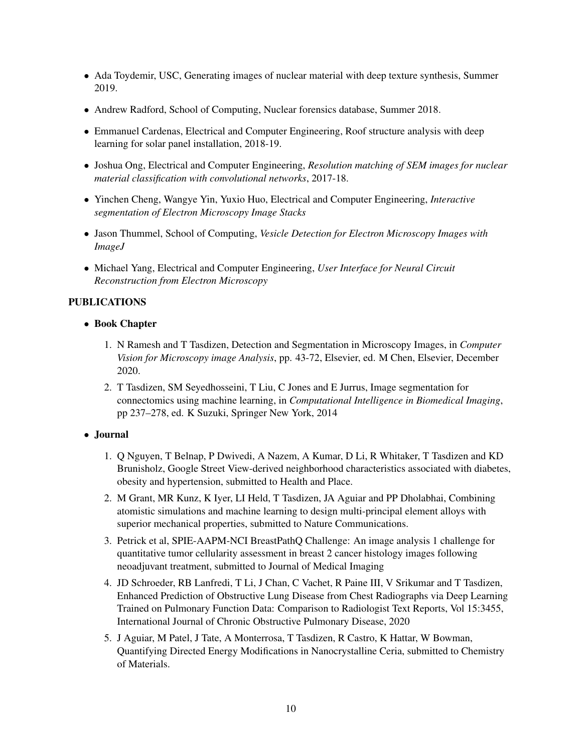- Ada Toydemir, USC, Generating images of nuclear material with deep texture synthesis, Summer 2019.
- Andrew Radford, School of Computing, Nuclear forensics database, Summer 2018.
- Emmanuel Cardenas, Electrical and Computer Engineering, Roof structure analysis with deep learning for solar panel installation, 2018-19.
- Joshua Ong, Electrical and Computer Engineering, *Resolution matching of SEM images for nuclear material classification with convolutional networks*, 2017-18.
- Yinchen Cheng, Wangye Yin, Yuxio Huo, Electrical and Computer Engineering, *Interactive segmentation of Electron Microscopy Image Stacks*
- Jason Thummel, School of Computing, *Vesicle Detection for Electron Microscopy Images with ImageJ*
- Michael Yang, Electrical and Computer Engineering, *User Interface for Neural Circuit Reconstruction from Electron Microscopy*

## PUBLICATIONS

- **Book Chapter**

  1. N Ramesh and T Tasdizen, Detection and Segmentation in Microscopy Images, in *Computer Vision for Microscopy image Analysis*, pp. 43-72, Elsevier, ed. M Chen, Elsevier, December 2020.
  2. T Tasdizen, SM Seyedhosseini, T Liu, C Jones and E Jurrus, Image segmentation for connectomics using machine learning, in *Computational Intelligence in Biomedical Imaging*, pp 237–278, ed. K Suzuki, Springer New York, 2014

- **Journal**

  1. Q Nguyen, T Belnap, P Dwivedi, A Nazem, A Kumar, D Li, R Whitaker, T Tasdizen and KD Brunisholz, Google Street View-derived neighborhood characteristics associated with diabetes, obesity and hypertension, submitted to Health and Place.
  2. M Grant, MR Kunz, K Iyer, LI Held, T Tasdizen, JA Aguiar and PP Dholabhai, Combining atomistic simulations and machine learning to design multi-principal element alloys with superior mechanical properties, submitted to Nature Communications.
  3. Petrick et al, SPIE-AAPM-NCI BreastPathQ Challenge: An image analysis 1 challenge for quantitative tumor cellularity assessment in breast 2 cancer histology images following neoadjuvant treatment, submitted to Journal of Medical Imaging
  4. JD Schroeder, RB Lanfredi, T Li, J Chan, C Vachet, R Paine III, V Srikumar and T Tasdizen, Enhanced Prediction of Obstructive Lung Disease from Chest Radiographs via Deep Learning Trained on Pulmonary Function Data: Comparison to Radiologist Text Reports, Vol 15:3455, International Journal of Chronic Obstructive Pulmonary Disease, 2020
  5. J Aguiar, M Patel, J Tate, A Monterrosa, T Tasdizen, R Castro, K Hattar, W Bowman, Quantifying Directed Energy Modifications in Nanocrystalline Ceria, submitted to Chemistry of Materials.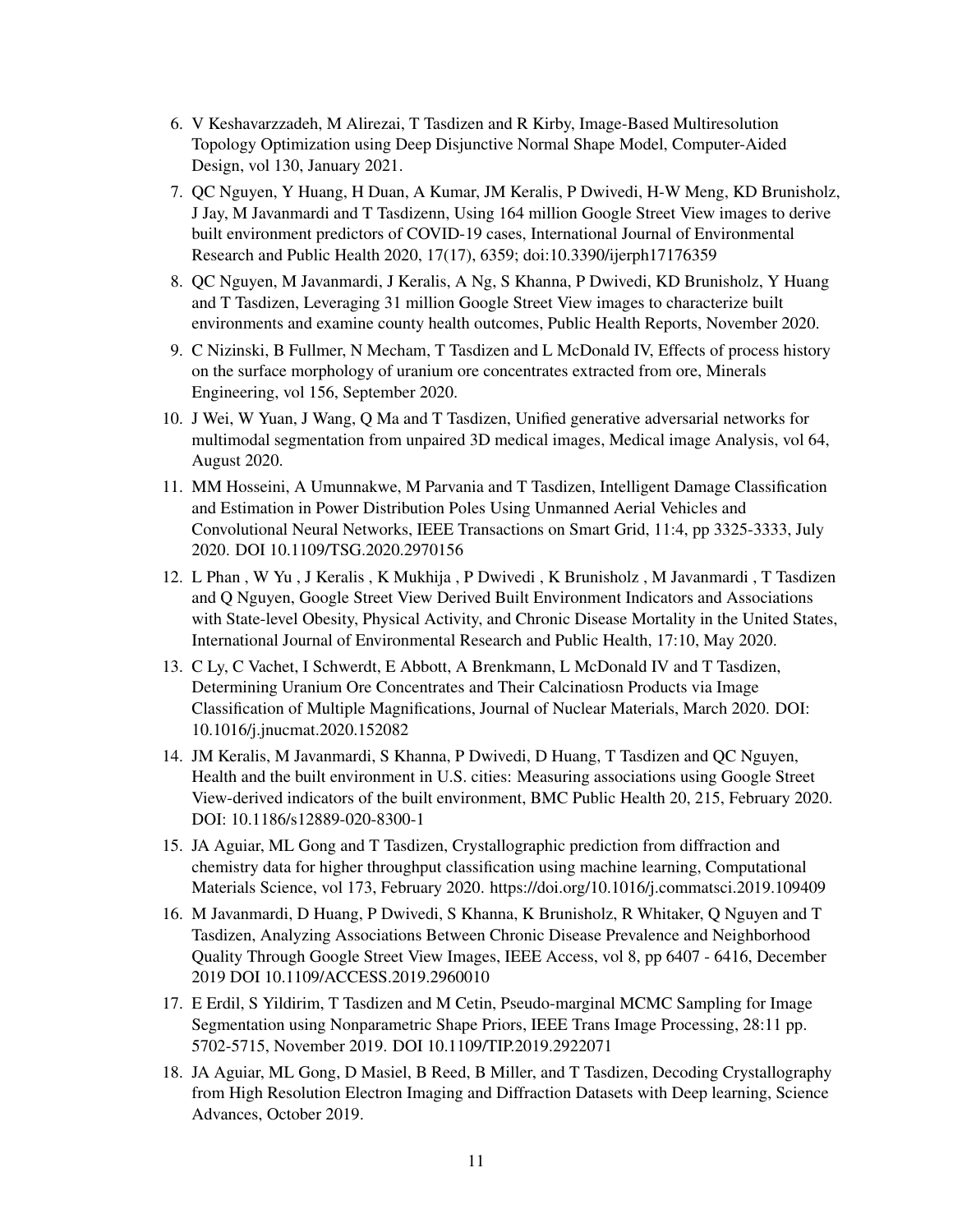6. V Keshavarzzadeh, M Alirezai, T Tasdizen and R Kirby, Image-Based Multiresolution Topology Optimization using Deep Disjunctive Normal Shape Model, Computer-Aided Design, vol 130, January 2021.
7. QC Nguyen, Y Huang, H Duan, A Kumar, JM Keralis, P Dwivedi, H-W Meng, KD Brunisholz, J Jay, M Javanmardi and T Tasdizenn, Using 164 million Google Street View images to derive built environment predictors of COVID-19 cases, International Journal of Environmental Research and Public Health 2020, 17(17), 6359; doi:10.3390/ijerph17176359
8. QC Nguyen, M Javanmardi, J Keralis, A Ng, S Khanna, P Dwivedi, KD Brunisholz, Y Huang and T Tasdizen, Leveraging 31 million Google Street View images to characterize built environments and examine county health outcomes, Public Health Reports, November 2020.
9. C Nizinski, B Fullmer, N Mecham, T Tasdizen and L McDonald IV, Effects of process history on the surface morphology of uranium ore concentrates extracted from ore, Minerals Engineering, vol 156, September 2020.
10. J Wei, W Yuan, J Wang, Q Ma and T Tasdizen, Unified generative adversarial networks for multimodal segmentation from unpaired 3D medical images, Medical image Analysis, vol 64, August 2020.
11. MM Hosseini, A Umunnakwe, M Parvania and T Tasdizen, Intelligent Damage Classification and Estimation in Power Distribution Poles Using Unmanned Aerial Vehicles and Convolutional Neural Networks, IEEE Transactions on Smart Grid, 11:4, pp 3325-3333, July 2020. DOI 10.1109/TSG.2020.2970156
12. L Phan , W Yu , J Keralis , K Mukhija , P Dwivedi , K Brunisholz , M Javanmardi , T Tasdizen and Q Nguyen, Google Street View Derived Built Environment Indicators and Associations with State-level Obesity, Physical Activity, and Chronic Disease Mortality in the United States, International Journal of Environmental Research and Public Health, 17:10, May 2020.
13. C Ly, C Vachet, I Schwerdt, E Abbott, A Brenkmann, L McDonald IV and T Tasdizen, Determining Uranium Ore Concentrates and Their Calcinatiosn Products via Image Classification of Multiple Magnifications, Journal of Nuclear Materials, March 2020. DOI: 10.1016/j.jnucmat.2020.152082
14. JM Keralis, M Javanmardi, S Khanna, P Dwivedi, D Huang, T Tasdizen and QC Nguyen, Health and the built environment in U.S. cities: Measuring associations using Google Street View-derived indicators of the built environment, BMC Public Health 20, 215, February 2020. DOI: 10.1186/s12889-020-8300-1
15. JA Aguiar, ML Gong and T Tasdizen, Crystallographic prediction from diffraction and chemistry data for higher throughput classification using machine learning, Computational Materials Science, vol 173, February 2020. https://doi.org/10.1016/j.commatsci.2019.109409
16. M Javanmardi, D Huang, P Dwivedi, S Khanna, K Brunisholz, R Whitaker, Q Nguyen and T Tasdizen, Analyzing Associations Between Chronic Disease Prevalence and Neighborhood Quality Through Google Street View Images, IEEE Access, vol 8, pp 6407 - 6416, December 2019 DOI 10.1109/ACCESS.2019.2960010
17. E Erdil, S Yildirim, T Tasdizen and M Cetin, Pseudo-marginal MCMC Sampling for Image Segmentation using Nonparametric Shape Priors, IEEE Trans Image Processing, 28:11 pp. 5702-5715, November 2019. DOI 10.1109/TIP.2019.2922071
18. JA Aguiar, ML Gong, D Masiel, B Reed, B Miller, and T Tasdizen, Decoding Crystallography from High Resolution Electron Imaging and Diffraction Datasets with Deep learning, Science Advances, October 2019.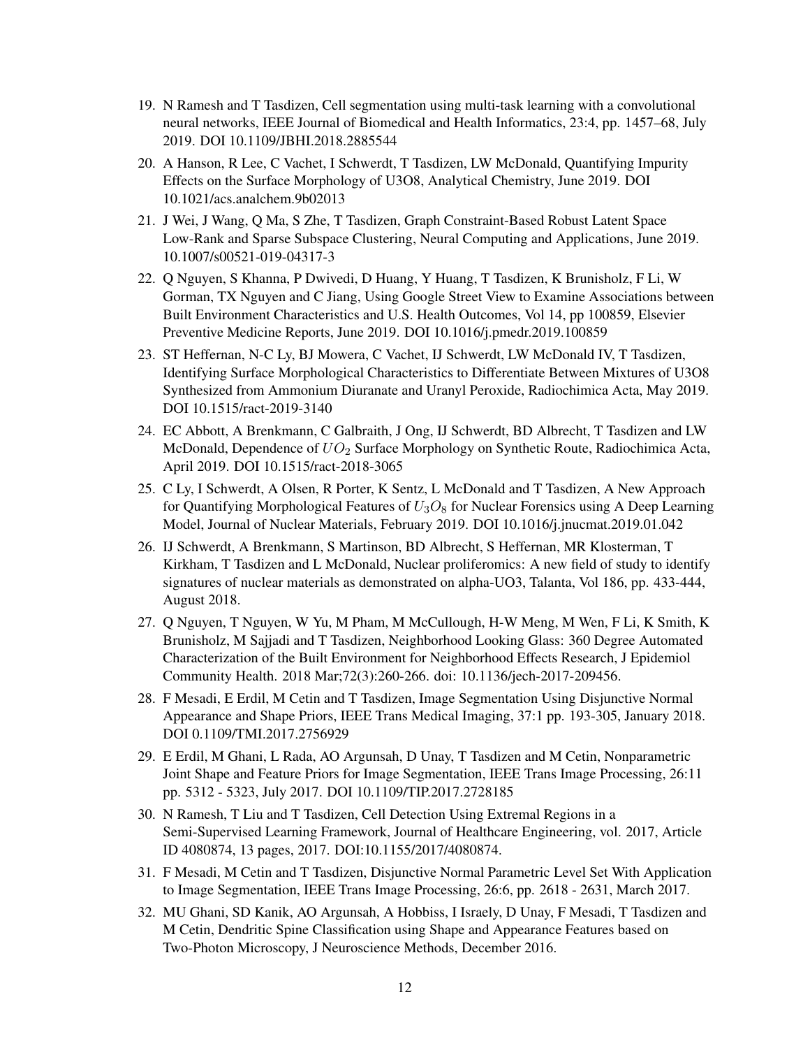19. N Ramesh and T Tasdizen, Cell segmentation using multi-task learning with a convolutional neural networks, IEEE Journal of Biomedical and Health Informatics, 23:4, pp. 1457–68, July 2019. DOI 10.1109/JBHI.2018.2885544
20. A Hanson, R Lee, C Vachet, I Schwerdt, T Tasdizen, LW McDonald, Quantifying Impurity Effects on the Surface Morphology of U3O8, Analytical Chemistry, June 2019. DOI 10.1021/acs.analchem.9b02013
21. J Wei, J Wang, Q Ma, S Zhe, T Tasdizen, Graph Constraint-Based Robust Latent Space Low-Rank and Sparse Subspace Clustering, Neural Computing and Applications, June 2019. 10.1007/s00521-019-04317-3
22. Q Nguyen, S Khanna, P Dwivedi, D Huang, Y Huang, T Tasdizen, K Brunisholz, F Li, W Gorman, TX Nguyen and C Jiang, Using Google Street View to Examine Associations between Built Environment Characteristics and U.S. Health Outcomes, Vol 14, pp 100859, Elsevier Preventive Medicine Reports, June 2019. DOI 10.1016/j.pmedr.2019.100859
23. ST Heffernan, N-C Ly, BJ Mowera, C Vachet, IJ Schwerdt, LW McDonald IV, T Tasdizen, Identifying Surface Morphological Characteristics to Differentiate Between Mixtures of U3O8 Synthesized from Ammonium Diuranate and Uranyl Peroxide, Radiochimica Acta, May 2019. DOI 10.1515/ract-2019-3140
24. EC Abbott, A Brenkmann, C Galbraith, J Ong, IJ Schwerdt, BD Albrecht, T Tasdizen and LW McDonald, Dependence of $UO_2$ Surface Morphology on Synthetic Route, Radiochimica Acta, April 2019. DOI 10.1515/ract-2018-3065
25. C Ly, I Schwerdt, A Olsen, R Porter, K Sentz, L McDonald and T Tasdizen, A New Approach for Quantifying Morphological Features of $U_3O_8$ for Nuclear Forensics using A Deep Learning Model, Journal of Nuclear Materials, February 2019. DOI 10.1016/j.jnucmat.2019.01.042
26. IJ Schwerdt, A Brenkmann, S Martinson, BD Albrecht, S Heffernan, MR Klosterman, T Kirkham, T Tasdizen and L McDonald, Nuclear proliferomics: A new field of study to identify signatures of nuclear materials as demonstrated on alpha-UO3, Talanta, Vol 186, pp. 433-444, August 2018.
27. Q Nguyen, T Nguyen, W Yu, M Pham, M McCullough, H-W Meng, M Wen, F Li, K Smith, K Brunisholz, M Sajjadi and T Tasdizen, Neighborhood Looking Glass: 360 Degree Automated Characterization of the Built Environment for Neighborhood Effects Research, J Epidemiol Community Health. 2018 Mar;72(3):260-266. doi: 10.1136/jech-2017-209456.
28. F Mesadi, E Erdil, M Cetin and T Tasdizen, Image Segmentation Using Disjunctive Normal Appearance and Shape Priors, IEEE Trans Medical Imaging, 37:1 pp. 193-305, January 2018. DOI 0.1109/TMI.2017.2756929
29. E Erdil, M Ghani, L Rada, AO Argunsah, D Unay, T Tasdizen and M Cetin, Nonparametric Joint Shape and Feature Priors for Image Segmentation, IEEE Trans Image Processing, 26:11 pp. 5312 - 5323, July 2017. DOI 10.1109/TIP.2017.2728185
30. N Ramesh, T Liu and T Tasdizen, Cell Detection Using Extremal Regions in a Semi-Supervised Learning Framework, Journal of Healthcare Engineering, vol. 2017, Article ID 4080874, 13 pages, 2017. DOI:10.1155/2017/4080874.
31. F Mesadi, M Cetin and T Tasdizen, Disjunctive Normal Parametric Level Set With Application to Image Segmentation, IEEE Trans Image Processing, 26:6, pp. 2618 - 2631, March 2017.
32. MU Ghani, SD Kanik, AO Argunsah, A Hobbiss, I Israely, D Unay, F Mesadi, T Tasdizen and M Cetin, Dendritic Spine Classification using Shape and Appearance Features based on Two-Photon Microscopy, J Neuroscience Methods, December 2016.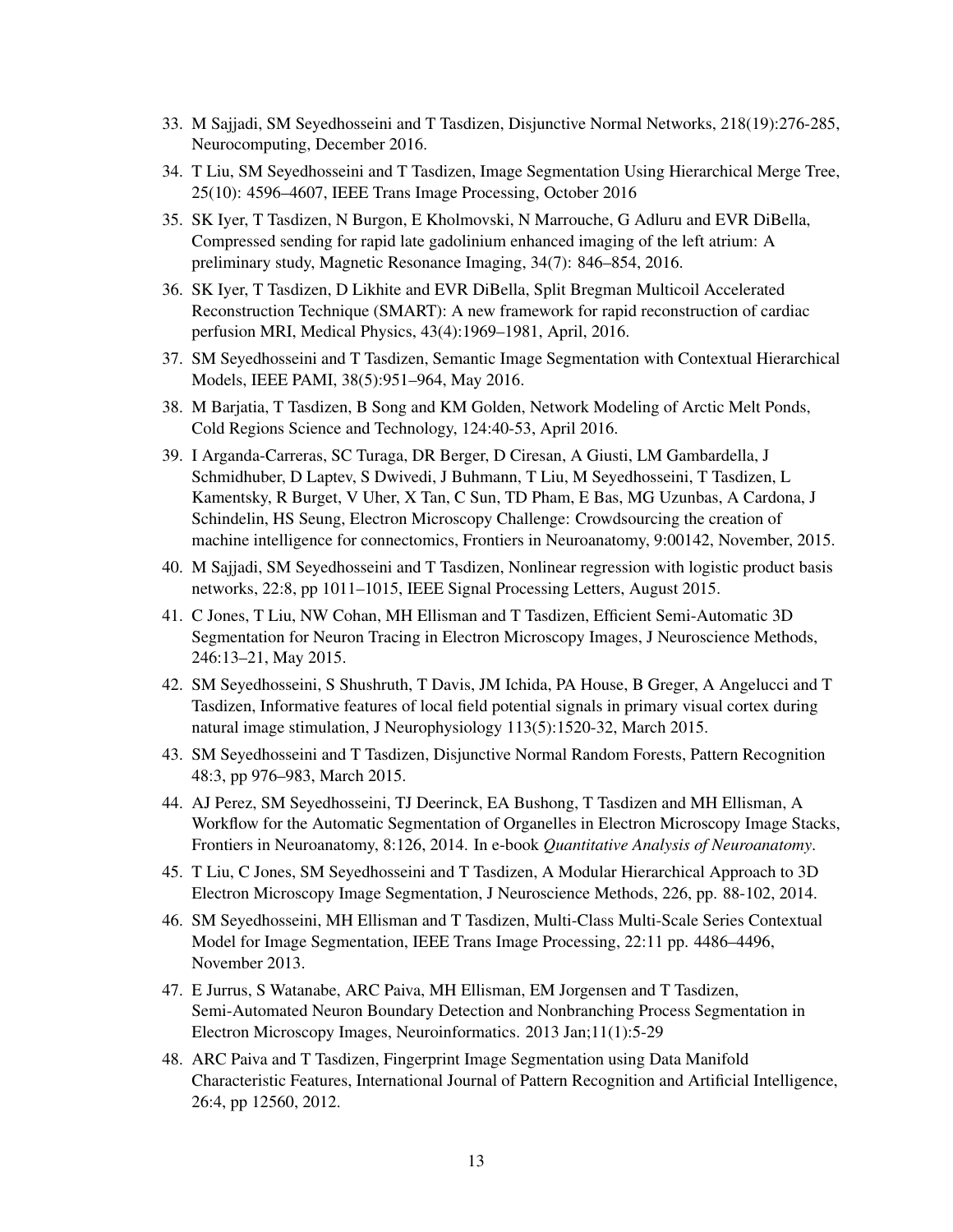33. M Sajjadi, SM Seyedhosseini and T Tasdizen, Disjunctive Normal Networks, 218(19):276-285, Neurocomputing, December 2016.
34. T Liu, SM Seyedhosseini and T Tasdizen, Image Segmentation Using Hierarchical Merge Tree, 25(10): 4596–4607, IEEE Trans Image Processing, October 2016
35. SK Iyer, T Tasdizen, N Burgon, E Kholmovski, N Marrouche, G Adluru and EVR DiBella, Compressed sending for rapid late gadolinium enhanced imaging of the left atrium: A preliminary study, Magnetic Resonance Imaging, 34(7): 846–854, 2016.
36. SK Iyer, T Tasdizen, D Likhite and EVR DiBella, Split Bregman Multicoil Accelerated Reconstruction Technique (SMART): A new framework for rapid reconstruction of cardiac perfusion MRI, Medical Physics, 43(4):1969–1981, April, 2016.
37. SM Seyedhosseini and T Tasdizen, Semantic Image Segmentation with Contextual Hierarchical Models, IEEE PAMI, 38(5):951–964, May 2016.
38. M Barjatia, T Tasdizen, B Song and KM Golden, Network Modeling of Arctic Melt Ponds, Cold Regions Science and Technology, 124:40-53, April 2016.
39. I Arganda-Carreras, SC Turaga, DR Berger, D Ciresan, A Giusti, LM Gambardella, J Schmidhuber, D Laptev, S Dwivedi, J Buhmann, T Liu, M Seyedhosseini, T Tasdizen, L Kamentsky, R Burget, V Uher, X Tan, C Sun, TD Pham, E Bas, MG Uzunbas, A Cardona, J Schindelin, HS Seung, Electron Microscopy Challenge: Crowdsourcing the creation of machine intelligence for connectomics, Frontiers in Neuroanatomy, 9:00142, November, 2015.
40. M Sajjadi, SM Seyedhosseini and T Tasdizen, Nonlinear regression with logistic product basis networks, 22:8, pp 1011–1015, IEEE Signal Processing Letters, August 2015.
41. C Jones, T Liu, NW Cohan, MH Ellisman and T Tasdizen, Efficient Semi-Automatic 3D Segmentation for Neuron Tracing in Electron Microscopy Images, J Neuroscience Methods, 246:13–21, May 2015.
42. SM Seyedhosseini, S Shushruth, T Davis, JM Ichida, PA House, B Greger, A Angelucci and T Tasdizen, Informative features of local field potential signals in primary visual cortex during natural image stimulation, J Neurophysiology 113(5):1520-32, March 2015.
43. SM Seyedhosseini and T Tasdizen, Disjunctive Normal Random Forests, Pattern Recognition 48:3, pp 976–983, March 2015.
44. AJ Perez, SM Seyedhosseini, TJ Deerinck, EA Bushong, T Tasdizen and MH Ellisman, A Workflow for the Automatic Segmentation of Organelles in Electron Microscopy Image Stacks, Frontiers in Neuroanatomy, 8:126, 2014. In e-book *Quantitative Analysis of Neuroanatomy*.
45. T Liu, C Jones, SM Seyedhosseini and T Tasdizen, A Modular Hierarchical Approach to 3D Electron Microscopy Image Segmentation, J Neuroscience Methods, 226, pp. 88-102, 2014.
46. SM Seyedhosseini, MH Ellisman and T Tasdizen, Multi-Class Multi-Scale Series Contextual Model for Image Segmentation, IEEE Trans Image Processing, 22:11 pp. 4486–4496, November 2013.
47. E Jurrus, S Watanabe, ARC Paiva, MH Ellisman, EM Jorgensen and T Tasdizen, Semi-Automated Neuron Boundary Detection and Nonbranching Process Segmentation in Electron Microscopy Images, Neuroinformatics. 2013 Jan;11(1):5-29
48. ARC Paiva and T Tasdizen, Fingerprint Image Segmentation using Data Manifold Characteristic Features, International Journal of Pattern Recognition and Artificial Intelligence, 26:4, pp 12560, 2012.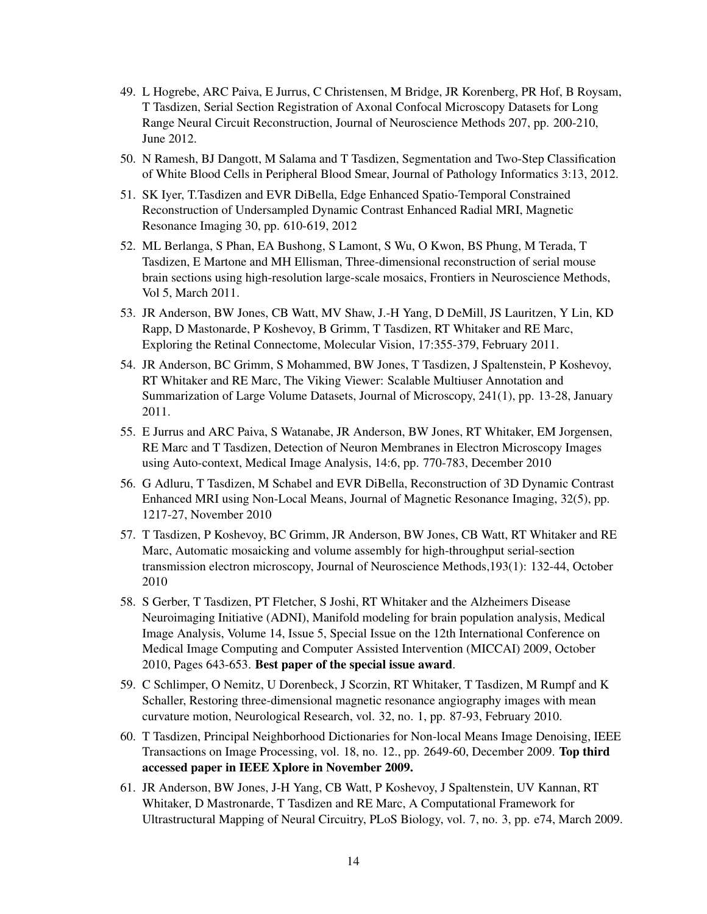49. L Hogrebe, ARC Paiva, E Jurrus, C Christensen, M Bridge, JR Korenberg, PR Hof, B Roysam, T Tasdizen, Serial Section Registration of Axonal Confocal Microscopy Datasets for Long Range Neural Circuit Reconstruction, Journal of Neuroscience Methods 207, pp. 200-210, June 2012.

50. N Ramesh, BJ Dangott, M Salama and T Tasdizen, Segmentation and Two-Step Classification of White Blood Cells in Peripheral Blood Smear, Journal of Pathology Informatics 3:13, 2012.

51. SK Iyer, T.Tasdizen and EVR DiBella, Edge Enhanced Spatio-Temporal Constrained Reconstruction of Undersampled Dynamic Contrast Enhanced Radial MRI, Magnetic Resonance Imaging 30, pp. 610-619, 2012

52. ML Berlanga, S Phan, EA Bushong, S Lamont, S Wu, O Kwon, BS Phung, M Terada, T Tasdizen, E Martone and MH Ellisman, Three-dimensional reconstruction of serial mouse brain sections using high-resolution large-scale mosaics, Frontiers in Neuroscience Methods, Vol 5, March 2011.

53. JR Anderson, BW Jones, CB Watt, MV Shaw, J.-H Yang, D DeMill, JS Lauritzen, Y Lin, KD Rapp, D Mastonarde, P Koshevoy, B Grimm, T Tasdizen, RT Whitaker and RE Marc, Exploring the Retinal Connectome, Molecular Vision, 17:355-379, February 2011.

54. JR Anderson, BC Grimm, S Mohammed, BW Jones, T Tasdizen, J Spaltenstein, P Koshevoy, RT Whitaker and RE Marc, The Viking Viewer: Scalable Multiuser Annotation and Summarization of Large Volume Datasets, Journal of Microscopy, 241(1), pp. 13-28, January 2011.

55. E Jurrus and ARC Paiva, S Watanabe, JR Anderson, BW Jones, RT Whitaker, EM Jorgensen, RE Marc and T Tasdizen, Detection of Neuron Membranes in Electron Microscopy Images using Auto-context, Medical Image Analysis, 14:6, pp. 770-783, December 2010

56. G Adluru, T Tasdizen, M Schabel and EVR DiBella, Reconstruction of 3D Dynamic Contrast Enhanced MRI using Non-Local Means, Journal of Magnetic Resonance Imaging, 32(5), pp. 1217-27, November 2010

57. T Tasdizen, P Koshevoy, BC Grimm, JR Anderson, BW Jones, CB Watt, RT Whitaker and RE Marc, Automatic mosaicking and volume assembly for high-throughput serial-section transmission electron microscopy, Journal of Neuroscience Methods,193(1): 132-44, October 2010

58. S Gerber, T Tasdizen, PT Fletcher, S Joshi, RT Whitaker and the Alzheimers Disease Neuroimaging Initiative (ADNI), Manifold modeling for brain population analysis, Medical Image Analysis, Volume 14, Issue 5, Special Issue on the 12th International Conference on Medical Image Computing and Computer Assisted Intervention (MICCAI) 2009, October 2010, Pages 643-653. **Best paper of the special issue award**.

59. C Schlimper, O Nemitz, U Dorenbeck, J Scorzin, RT Whitaker, T Tasdizen, M Rumpf and K Schaller, Restoring three-dimensional magnetic resonance angiography images with mean curvature motion, Neurological Research, vol. 32, no. 1, pp. 87-93, February 2010.

60. T Tasdizen, Principal Neighborhood Dictionaries for Non-local Means Image Denoising, IEEE Transactions on Image Processing, vol. 18, no. 12., pp. 2649-60, December 2009. **Top third accessed paper in IEEE Xplore in November 2009.**

61. JR Anderson, BW Jones, J-H Yang, CB Watt, P Koshevoy, J Spaltenstein, UV Kannan, RT Whitaker, D Mastronarde, T Tasdizen and RE Marc, A Computational Framework for Ultrastructural Mapping of Neural Circuitry, PLoS Biology, vol. 7, no. 3, pp. e74, March 2009.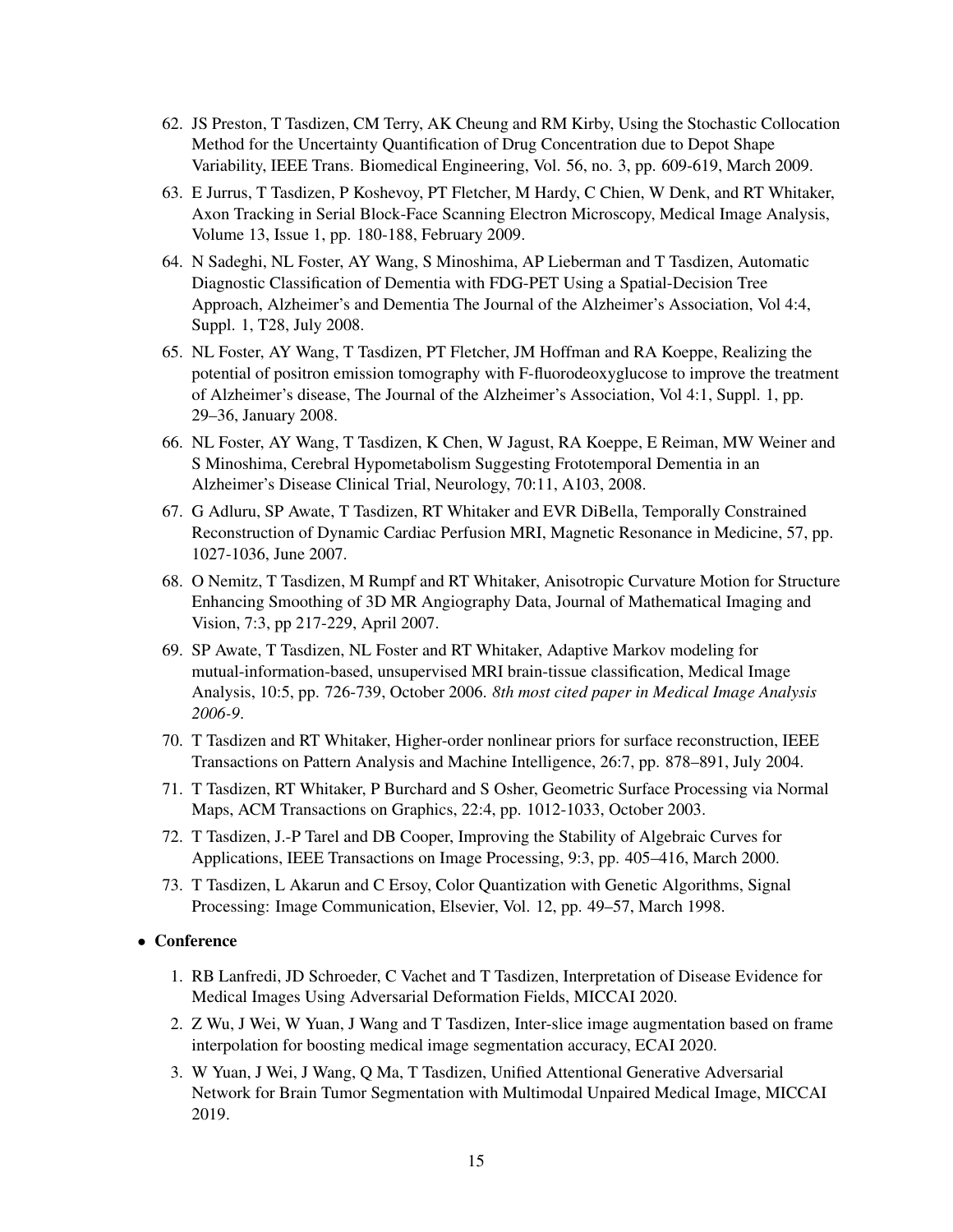62. JS Preston, T Tasdizen, CM Terry, AK Cheung and RM Kirby, Using the Stochastic Collocation Method for the Uncertainty Quantification of Drug Concentration due to Depot Shape Variability, IEEE Trans. Biomedical Engineering, Vol. 56, no. 3, pp. 609-619, March 2009.
63. E Jurrus, T Tasdizen, P Koshevoy, PT Fletcher, M Hardy, C Chien, W Denk, and RT Whitaker, Axon Tracking in Serial Block-Face Scanning Electron Microscopy, Medical Image Analysis, Volume 13, Issue 1, pp. 180-188, February 2009.
64. N Sadeghi, NL Foster, AY Wang, S Minoshima, AP Lieberman and T Tasdizen, Automatic Diagnostic Classification of Dementia with FDG-PET Using a Spatial-Decision Tree Approach, Alzheimer's and Dementia The Journal of the Alzheimer's Association, Vol 4:4, Suppl. 1, T28, July 2008.
65. NL Foster, AY Wang, T Tasdizen, PT Fletcher, JM Hoffman and RA Koeppe, Realizing the potential of positron emission tomography with F-fluorodeoxyglucose to improve the treatment of Alzheimer's disease, The Journal of the Alzheimer's Association, Vol 4:1, Suppl. 1, pp. 29–36, January 2008.
66. NL Foster, AY Wang, T Tasdizen, K Chen, W Jagust, RA Koeppe, E Reiman, MW Weiner and S Minoshima, Cerebral Hypometabolism Suggesting Frototemporal Dementia in an Alzheimer's Disease Clinical Trial, Neurology, 70:11, A103, 2008.
67. G Adluru, SP Awate, T Tasdizen, RT Whitaker and EVR DiBella, Temporally Constrained Reconstruction of Dynamic Cardiac Perfusion MRI, Magnetic Resonance in Medicine, 57, pp. 1027-1036, June 2007.
68. O Nemitz, T Tasdizen, M Rumpf and RT Whitaker, Anisotropic Curvature Motion for Structure Enhancing Smoothing of 3D MR Angiography Data, Journal of Mathematical Imaging and Vision, 7:3, pp 217-229, April 2007.
69. SP Awate, T Tasdizen, NL Foster and RT Whitaker, Adaptive Markov modeling for mutual-information-based, unsupervised MRI brain-tissue classification, Medical Image Analysis, 10:5, pp. 726-739, October 2006. *8th most cited paper in Medical Image Analysis 2006-9*.
70. T Tasdizen and RT Whitaker, Higher-order nonlinear priors for surface reconstruction, IEEE Transactions on Pattern Analysis and Machine Intelligence, 26:7, pp. 878–891, July 2004.
71. T Tasdizen, RT Whitaker, P Burchard and S Osher, Geometric Surface Processing via Normal Maps, ACM Transactions on Graphics, 22:4, pp. 1012-1033, October 2003.
72. T Tasdizen, J.-P Tarel and DB Cooper, Improving the Stability of Algebraic Curves for Applications, IEEE Transactions on Image Processing, 9:3, pp. 405–416, March 2000.
73. T Tasdizen, L Akarun and C Ersoy, Color Quantization with Genetic Algorithms, Signal Processing: Image Communication, Elsevier, Vol. 12, pp. 49–57, March 1998.

- **Conference**

1. RB Lanfredi, JD Schroeder, C Vachet and T Tasdizen, Interpretation of Disease Evidence for Medical Images Using Adversarial Deformation Fields, MICCAI 2020.
2. Z Wu, J Wei, W Yuan, J Wang and T Tasdizen, Inter-slice image augmentation based on frame interpolation for boosting medical image segmentation accuracy, ECAI 2020.
3. W Yuan, J Wei, J Wang, Q Ma, T Tasdizen, Unified Attentional Generative Adversarial Network for Brain Tumor Segmentation with Multimodal Unpaired Medical Image, MICCAI 2019.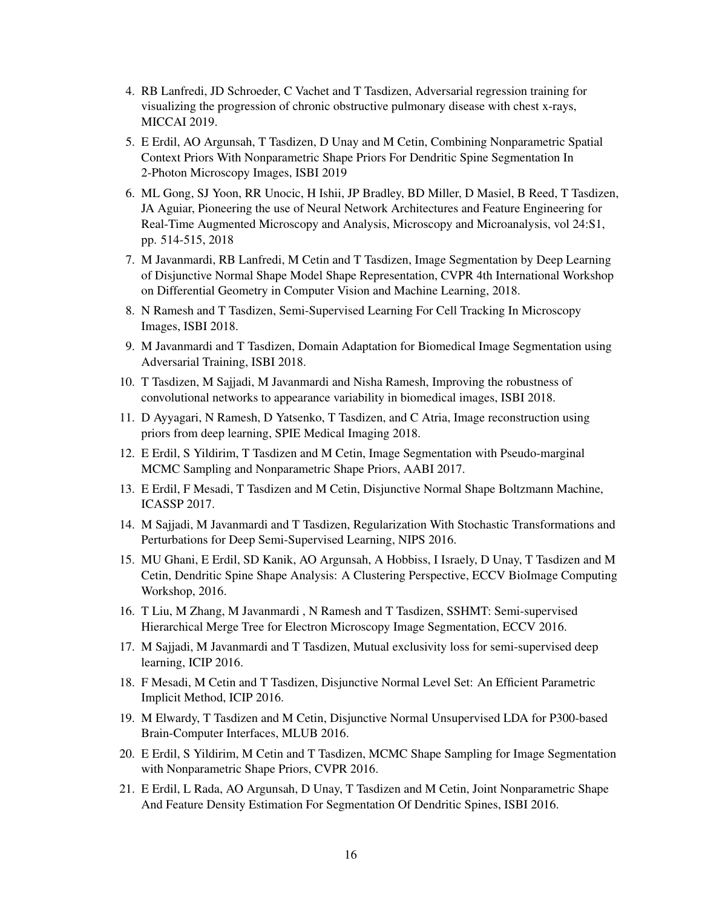4. RB Lanfredi, JD Schroeder, C Vachet and T Tasdizen, Adversarial regression training for visualizing the progression of chronic obstructive pulmonary disease with chest x-rays, MICCAI 2019.
5. E Erdil, AO Argunsah, T Tasdizen, D Unay and M Cetin, Combining Nonparametric Spatial Context Priors With Nonparametric Shape Priors For Dendritic Spine Segmentation In 2-Photon Microscopy Images, ISBI 2019
6. ML Gong, SJ Yoon, RR Unocic, H Ishii, JP Bradley, BD Miller, D Masiel, B Reed, T Tasdizen, JA Aguiar, Pioneering the use of Neural Network Architectures and Feature Engineering for Real-Time Augmented Microscopy and Analysis, Microscopy and Microanalysis, vol 24:S1, pp. 514-515, 2018
7. M Javanmardi, RB Lanfredi, M Cetin and T Tasdizen, Image Segmentation by Deep Learning of Disjunctive Normal Shape Model Shape Representation, CVPR 4th International Workshop on Differential Geometry in Computer Vision and Machine Learning, 2018.
8. N Ramesh and T Tasdizen, Semi-Supervised Learning For Cell Tracking In Microscopy Images, ISBI 2018.
9. M Javanmardi and T Tasdizen, Domain Adaptation for Biomedical Image Segmentation using Adversarial Training, ISBI 2018.
10. T Tasdizen, M Sajjadi, M Javanmardi and Nisha Ramesh, Improving the robustness of convolutional networks to appearance variability in biomedical images, ISBI 2018.
11. D Ayyagari, N Ramesh, D Yatsenko, T Tasdizen, and C Atria, Image reconstruction using priors from deep learning, SPIE Medical Imaging 2018.
12. E Erdil, S Yildirim, T Tasdizen and M Cetin, Image Segmentation with Pseudo-marginal MCMC Sampling and Nonparametric Shape Priors, AABI 2017.
13. E Erdil, F Mesadi, T Tasdizen and M Cetin, Disjunctive Normal Shape Boltzmann Machine, ICASSP 2017.
14. M Sajjadi, M Javanmardi and T Tasdizen, Regularization With Stochastic Transformations and Perturbations for Deep Semi-Supervised Learning, NIPS 2016.
15. MU Ghani, E Erdil, SD Kanik, AO Argunsah, A Hobbiss, I Israely, D Unay, T Tasdizen and M Cetin, Dendritic Spine Shape Analysis: A Clustering Perspective, ECCV BioImage Computing Workshop, 2016.
16. T Liu, M Zhang, M Javanmardi , N Ramesh and T Tasdizen, SSHMT: Semi-supervised Hierarchical Merge Tree for Electron Microscopy Image Segmentation, ECCV 2016.
17. M Sajjadi, M Javanmardi and T Tasdizen, Mutual exclusivity loss for semi-supervised deep learning, ICIP 2016.
18. F Mesadi, M Cetin and T Tasdizen, Disjunctive Normal Level Set: An Efficient Parametric Implicit Method, ICIP 2016.
19. M Elwardy, T Tasdizen and M Cetin, Disjunctive Normal Unsupervised LDA for P300-based Brain-Computer Interfaces, MLUB 2016.
20. E Erdil, S Yildirim, M Cetin and T Tasdizen, MCMC Shape Sampling for Image Segmentation with Nonparametric Shape Priors, CVPR 2016.
21. E Erdil, L Rada, AO Argunsah, D Unay, T Tasdizen and M Cetin, Joint Nonparametric Shape And Feature Density Estimation For Segmentation Of Dendritic Spines, ISBI 2016.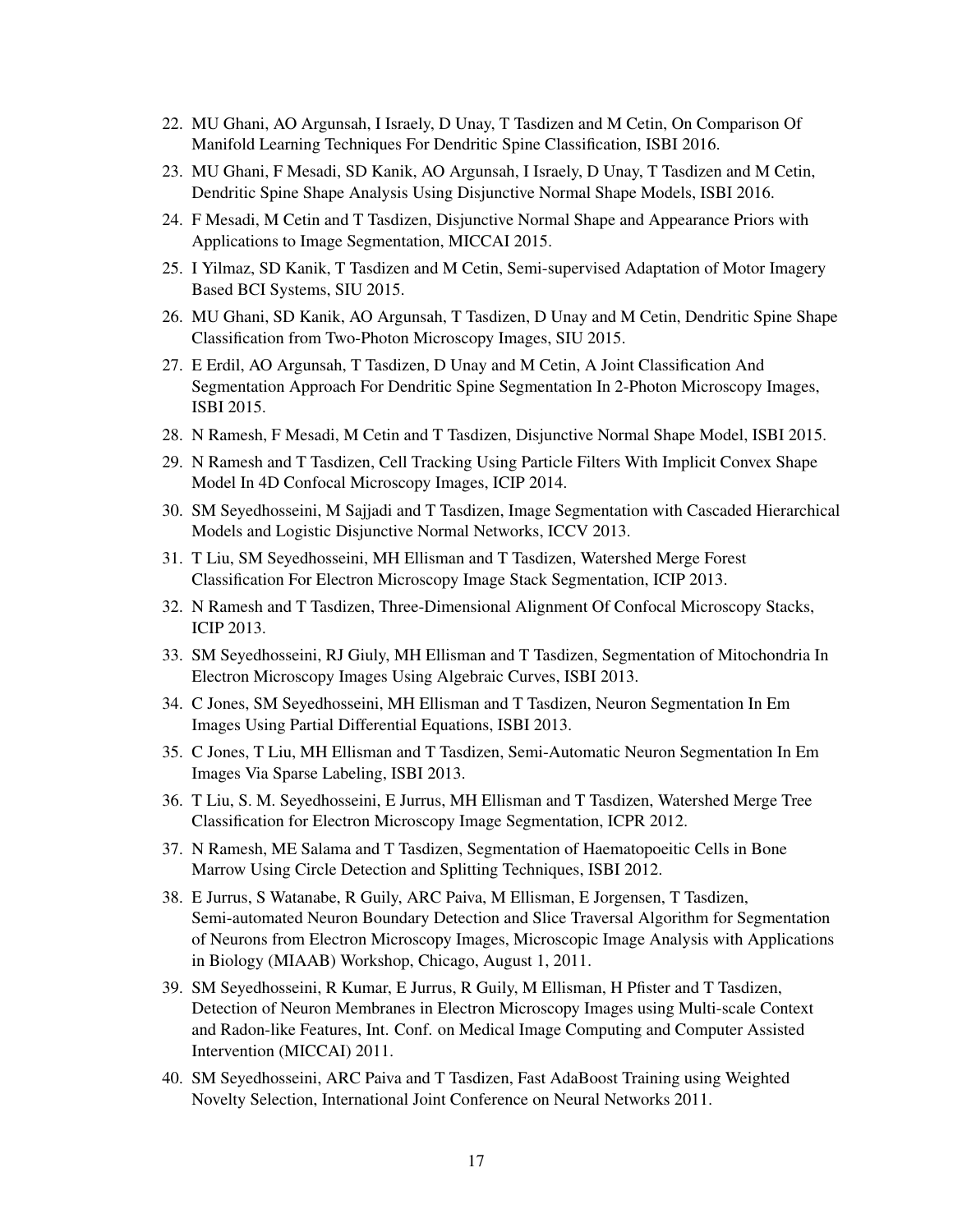22. MU Ghani, AO Argunsah, I Israely, D Unay, T Tasdizen and M Cetin, On Comparison Of Manifold Learning Techniques For Dendritic Spine Classification, ISBI 2016.
23. MU Ghani, F Mesadi, SD Kanik, AO Argunsah, I Israely, D Unay, T Tasdizen and M Cetin, Dendritic Spine Shape Analysis Using Disjunctive Normal Shape Models, ISBI 2016.
24. F Mesadi, M Cetin and T Tasdizen, Disjunctive Normal Shape and Appearance Priors with Applications to Image Segmentation, MICCAI 2015.
25. I Yilmaz, SD Kanik, T Tasdizen and M Cetin, Semi-supervised Adaptation of Motor Imagery Based BCI Systems, SIU 2015.
26. MU Ghani, SD Kanik, AO Argunsah, T Tasdizen, D Unay and M Cetin, Dendritic Spine Shape Classification from Two-Photon Microscopy Images, SIU 2015.
27. E Erdil, AO Argunsah, T Tasdizen, D Unay and M Cetin, A Joint Classification And Segmentation Approach For Dendritic Spine Segmentation In 2-Photon Microscopy Images, ISBI 2015.
28. N Ramesh, F Mesadi, M Cetin and T Tasdizen, Disjunctive Normal Shape Model, ISBI 2015.
29. N Ramesh and T Tasdizen, Cell Tracking Using Particle Filters With Implicit Convex Shape Model In 4D Confocal Microscopy Images, ICIP 2014.
30. SM Seyedhosseini, M Sajjadi and T Tasdizen, Image Segmentation with Cascaded Hierarchical Models and Logistic Disjunctive Normal Networks, ICCV 2013.
31. T Liu, SM Seyedhosseini, MH Ellisman and T Tasdizen, Watershed Merge Forest Classification For Electron Microscopy Image Stack Segmentation, ICIP 2013.
32. N Ramesh and T Tasdizen, Three-Dimensional Alignment Of Confocal Microscopy Stacks, ICIP 2013.
33. SM Seyedhosseini, RJ Giuly, MH Ellisman and T Tasdizen, Segmentation of Mitochondria In Electron Microscopy Images Using Algebraic Curves, ISBI 2013.
34. C Jones, SM Seyedhosseini, MH Ellisman and T Tasdizen, Neuron Segmentation In Em Images Using Partial Differential Equations, ISBI 2013.
35. C Jones, T Liu, MH Ellisman and T Tasdizen, Semi-Automatic Neuron Segmentation In Em Images Via Sparse Labeling, ISBI 2013.
36. T Liu, S. M. Seyedhosseini, E Jurrus, MH Ellisman and T Tasdizen, Watershed Merge Tree Classification for Electron Microscopy Image Segmentation, ICPR 2012.
37. N Ramesh, ME Salama and T Tasdizen, Segmentation of Haematopoeitic Cells in Bone Marrow Using Circle Detection and Splitting Techniques, ISBI 2012.
38. E Jurrus, S Watanabe, R Guily, ARC Paiva, M Ellisman, E Jorgensen, T Tasdizen, Semi-automated Neuron Boundary Detection and Slice Traversal Algorithm for Segmentation of Neurons from Electron Microscopy Images, Microscopic Image Analysis with Applications in Biology (MIAAB) Workshop, Chicago, August 1, 2011.
39. SM Seyedhosseini, R Kumar, E Jurrus, R Guily, M Ellisman, H Pfister and T Tasdizen, Detection of Neuron Membranes in Electron Microscopy Images using Multi-scale Context and Radon-like Features, Int. Conf. on Medical Image Computing and Computer Assisted Intervention (MICCAI) 2011.
40. SM Seyedhosseini, ARC Paiva and T Tasdizen, Fast AdaBoost Training using Weighted Novelty Selection, International Joint Conference on Neural Networks 2011.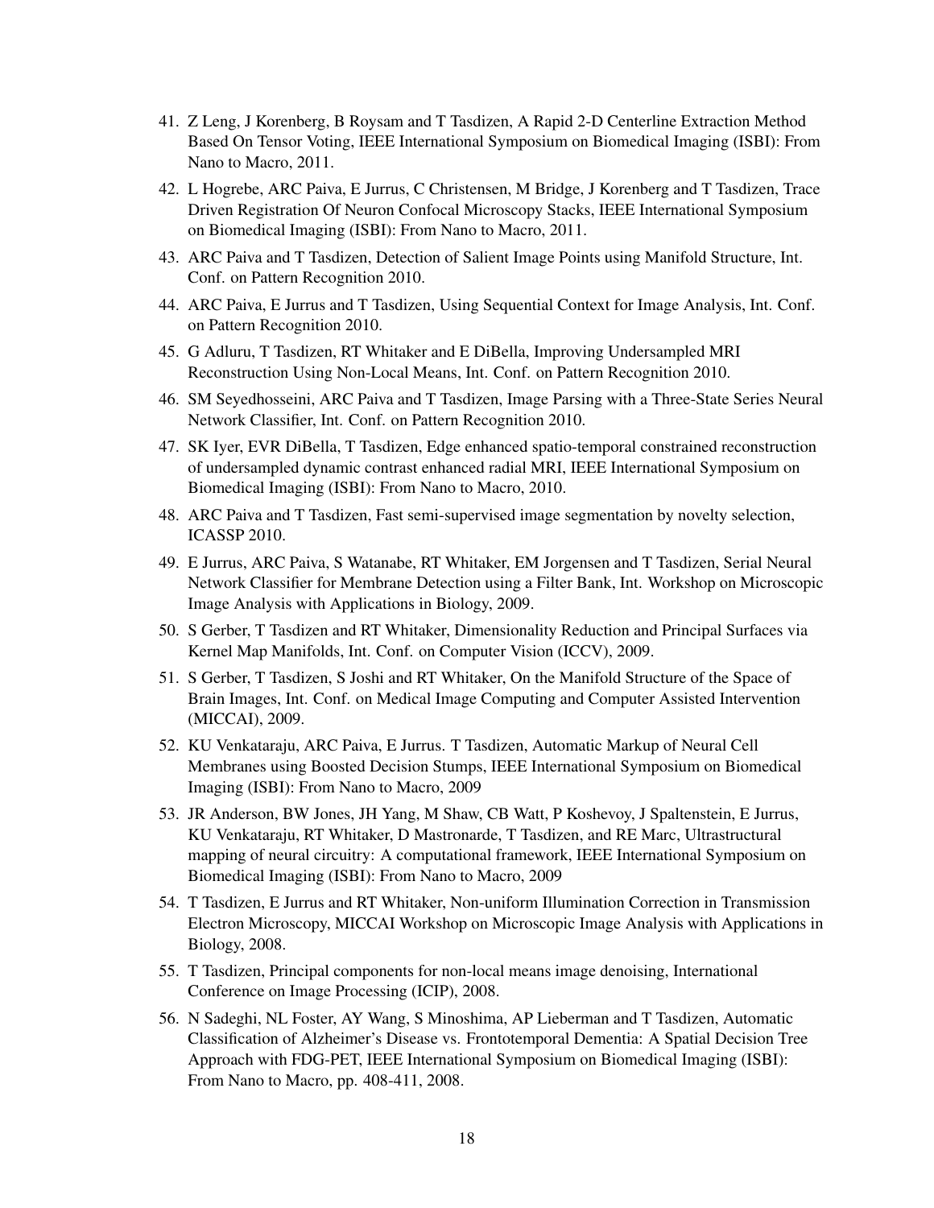41. Z Leng, J Korenberg, B Roysam and T Tasdizen, A Rapid 2-D Centerline Extraction Method Based On Tensor Voting, IEEE International Symposium on Biomedical Imaging (ISBI): From Nano to Macro, 2011.

42. L Hogrebe, ARC Paiva, E Jurrus, C Christensen, M Bridge, J Korenberg and T Tasdizen, Trace Driven Registration Of Neuron Confocal Microscopy Stacks, IEEE International Symposium on Biomedical Imaging (ISBI): From Nano to Macro, 2011.

43. ARC Paiva and T Tasdizen, Detection of Salient Image Points using Manifold Structure, Int. Conf. on Pattern Recognition 2010.

44. ARC Paiva, E Jurrus and T Tasdizen, Using Sequential Context for Image Analysis, Int. Conf. on Pattern Recognition 2010.

45. G Adluru, T Tasdizen, RT Whitaker and E DiBella, Improving Undersampled MRI Reconstruction Using Non-Local Means, Int. Conf. on Pattern Recognition 2010.

46. SM Seyedhosseini, ARC Paiva and T Tasdizen, Image Parsing with a Three-State Series Neural Network Classifier, Int. Conf. on Pattern Recognition 2010.

47. SK Iyer, EVR DiBella, T Tasdizen, Edge enhanced spatio-temporal constrained reconstruction of undersampled dynamic contrast enhanced radial MRI, IEEE International Symposium on Biomedical Imaging (ISBI): From Nano to Macro, 2010.

48. ARC Paiva and T Tasdizen, Fast semi-supervised image segmentation by novelty selection, ICASSP 2010.

49. E Jurrus, ARC Paiva, S Watanabe, RT Whitaker, EM Jorgensen and T Tasdizen, Serial Neural Network Classifier for Membrane Detection using a Filter Bank, Int. Workshop on Microscopic Image Analysis with Applications in Biology, 2009.

50. S Gerber, T Tasdizen and RT Whitaker, Dimensionality Reduction and Principal Surfaces via Kernel Map Manifolds, Int. Conf. on Computer Vision (ICCV), 2009.

51. S Gerber, T Tasdizen, S Joshi and RT Whitaker, On the Manifold Structure of the Space of Brain Images, Int. Conf. on Medical Image Computing and Computer Assisted Intervention (MICCAI), 2009.

52. KU Venkataraju, ARC Paiva, E Jurrus. T Tasdizen, Automatic Markup of Neural Cell Membranes using Boosted Decision Stumps, IEEE International Symposium on Biomedical Imaging (ISBI): From Nano to Macro, 2009

53. JR Anderson, BW Jones, JH Yang, M Shaw, CB Watt, P Koshevoy, J Spaltenstein, E Jurrus, KU Venkataraju, RT Whitaker, D Mastronarde, T Tasdizen, and RE Marc, Ultrastructural mapping of neural circuitry: A computational framework, IEEE International Symposium on Biomedical Imaging (ISBI): From Nano to Macro, 2009

54. T Tasdizen, E Jurrus and RT Whitaker, Non-uniform Illumination Correction in Transmission Electron Microscopy, MICCAI Workshop on Microscopic Image Analysis with Applications in Biology, 2008.

55. T Tasdizen, Principal components for non-local means image denoising, International Conference on Image Processing (ICIP), 2008.

56. N Sadeghi, NL Foster, AY Wang, S Minoshima, AP Lieberman and T Tasdizen, Automatic Classification of Alzheimer's Disease vs. Frontotemporal Dementia: A Spatial Decision Tree Approach with FDG-PET, IEEE International Symposium on Biomedical Imaging (ISBI): From Nano to Macro, pp. 408-411, 2008.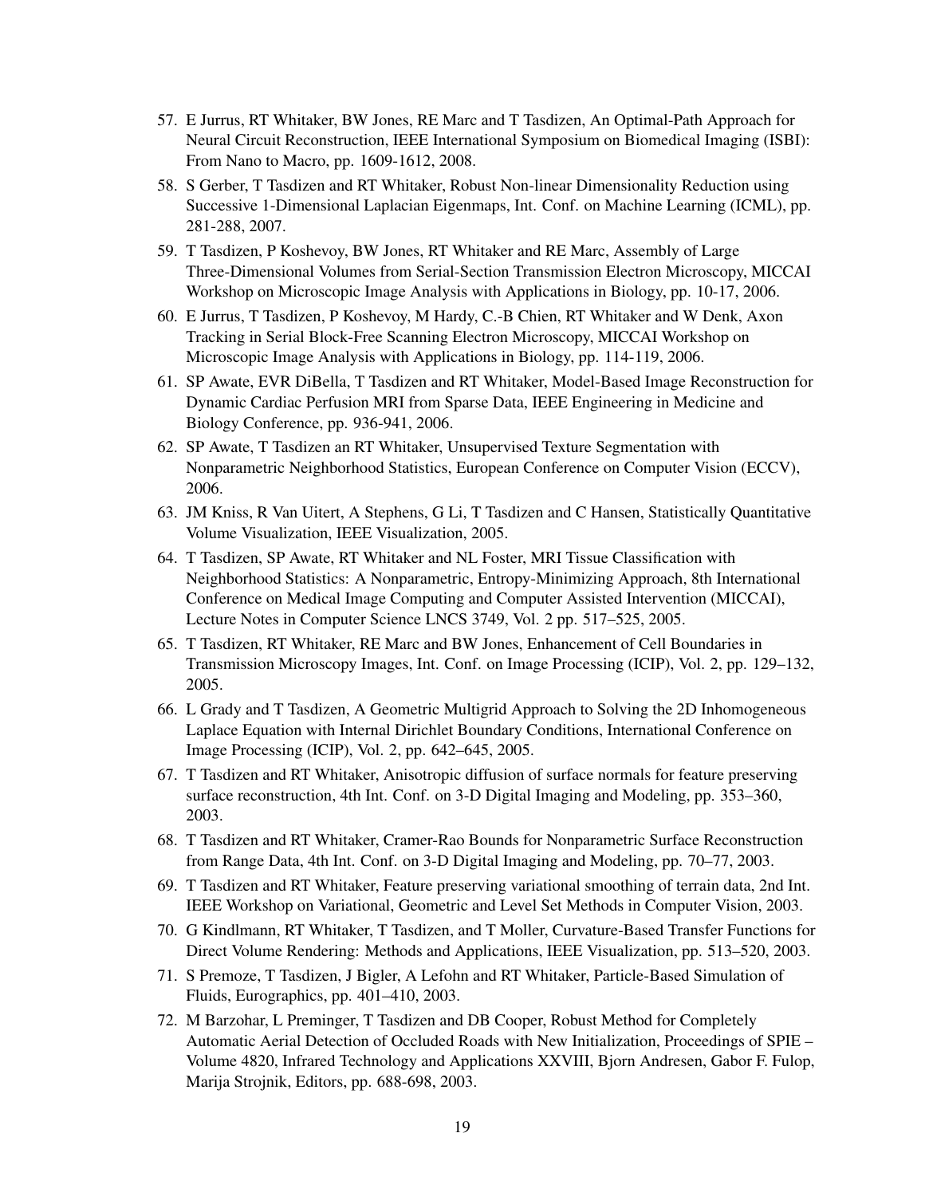57. E Jurrus, RT Whitaker, BW Jones, RE Marc and T Tasdizen, An Optimal-Path Approach for Neural Circuit Reconstruction, IEEE International Symposium on Biomedical Imaging (ISBI): From Nano to Macro, pp. 1609-1612, 2008.
58. S Gerber, T Tasdizen and RT Whitaker, Robust Non-linear Dimensionality Reduction using Successive 1-Dimensional Laplacian Eigenmaps, Int. Conf. on Machine Learning (ICML), pp. 281-288, 2007.
59. T Tasdizen, P Koshevoy, BW Jones, RT Whitaker and RE Marc, Assembly of Large Three-Dimensional Volumes from Serial-Section Transmission Electron Microscopy, MICCAI Workshop on Microscopic Image Analysis with Applications in Biology, pp. 10-17, 2006.
60. E Jurrus, T Tasdizen, P Koshevoy, M Hardy, C.-B Chien, RT Whitaker and W Denk, Axon Tracking in Serial Block-Free Scanning Electron Microscopy, MICCAI Workshop on Microscopic Image Analysis with Applications in Biology, pp. 114-119, 2006.
61. SP Awate, EVR DiBella, T Tasdizen and RT Whitaker, Model-Based Image Reconstruction for Dynamic Cardiac Perfusion MRI from Sparse Data, IEEE Engineering in Medicine and Biology Conference, pp. 936-941, 2006.
62. SP Awate, T Tasdizen an RT Whitaker, Unsupervised Texture Segmentation with Nonparametric Neighborhood Statistics, European Conference on Computer Vision (ECCV), 2006.
63. JM Kniss, R Van Uitert, A Stephens, G Li, T Tasdizen and C Hansen, Statistically Quantitative Volume Visualization, IEEE Visualization, 2005.
64. T Tasdizen, SP Awate, RT Whitaker and NL Foster, MRI Tissue Classification with Neighborhood Statistics: A Nonparametric, Entropy-Minimizing Approach, 8th International Conference on Medical Image Computing and Computer Assisted Intervention (MICCAI), Lecture Notes in Computer Science LNCS 3749, Vol. 2 pp. 517–525, 2005.
65. T Tasdizen, RT Whitaker, RE Marc and BW Jones, Enhancement of Cell Boundaries in Transmission Microscopy Images, Int. Conf. on Image Processing (ICIP), Vol. 2, pp. 129–132, 2005.
66. L Grady and T Tasdizen, A Geometric Multigrid Approach to Solving the 2D Inhomogeneous Laplace Equation with Internal Dirichlet Boundary Conditions, International Conference on Image Processing (ICIP), Vol. 2, pp. 642–645, 2005.
67. T Tasdizen and RT Whitaker, Anisotropic diffusion of surface normals for feature preserving surface reconstruction, 4th Int. Conf. on 3-D Digital Imaging and Modeling, pp. 353–360, 2003.
68. T Tasdizen and RT Whitaker, Cramer-Rao Bounds for Nonparametric Surface Reconstruction from Range Data, 4th Int. Conf. on 3-D Digital Imaging and Modeling, pp. 70–77, 2003.
69. T Tasdizen and RT Whitaker, Feature preserving variational smoothing of terrain data, 2nd Int. IEEE Workshop on Variational, Geometric and Level Set Methods in Computer Vision, 2003.
70. G Kindlmann, RT Whitaker, T Tasdizen, and T Moller, Curvature-Based Transfer Functions for Direct Volume Rendering: Methods and Applications, IEEE Visualization, pp. 513–520, 2003.
71. S Premoze, T Tasdizen, J Bigler, A Lefohn and RT Whitaker, Particle-Based Simulation of Fluids, Eurographics, pp. 401–410, 2003.
72. M Barzohar, L Preminger, T Tasdizen and DB Cooper, Robust Method for Completely Automatic Aerial Detection of Occluded Roads with New Initialization, Proceedings of SPIE – Volume 4820, Infrared Technology and Applications XXVIII, Bjorn Andresen, Gabor F. Fulop, Marija Strojnik, Editors, pp. 688-698, 2003.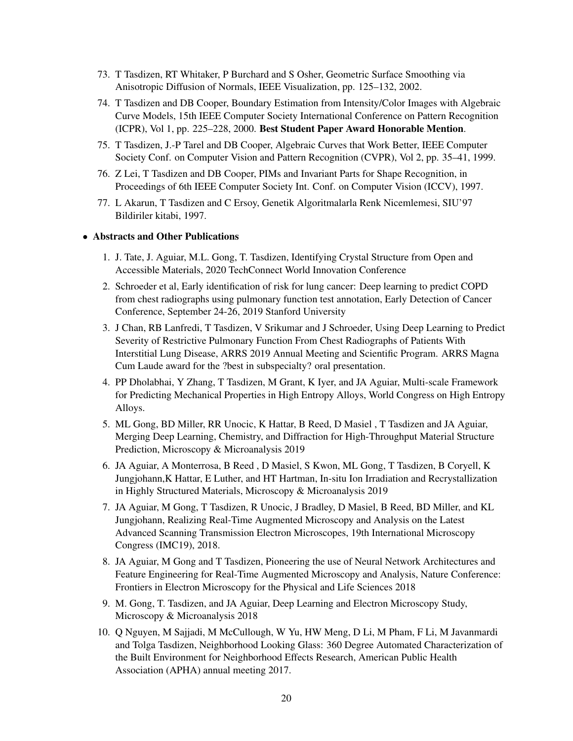73. T Tasdizen, RT Whitaker, P Burchard and S Osher, Geometric Surface Smoothing via Anisotropic Diffusion of Normals, IEEE Visualization, pp. 125–132, 2002.
74. T Tasdizen and DB Cooper, Boundary Estimation from Intensity/Color Images with Algebraic Curve Models, 15th IEEE Computer Society International Conference on Pattern Recognition (ICPR), Vol 1, pp. 225–228, 2000. **Best Student Paper Award Honorable Mention**.
75. T Tasdizen, J.-P Tarel and DB Cooper, Algebraic Curves that Work Better, IEEE Computer Society Conf. on Computer Vision and Pattern Recognition (CVPR), Vol 2, pp. 35–41, 1999.
76. Z Lei, T Tasdizen and DB Cooper, PIMs and Invariant Parts for Shape Recognition, in Proceedings of 6th IEEE Computer Society Int. Conf. on Computer Vision (ICCV), 1997.
77. L Akarun, T Tasdizen and C Ersoy, Genetik Algoritmalarla Renk Nicemlemesi, SIU'97 Bildiriler kitabi, 1997.

- **Abstracts and Other Publications**

1. J. Tate, J. Aguiar, M.L. Gong, T. Tasdizen, Identifying Crystal Structure from Open and Accessible Materials, 2020 TechConnect World Innovation Conference
2. Schroeder et al, Early identification of risk for lung cancer: Deep learning to predict COPD from chest radiographs using pulmonary function test annotation, Early Detection of Cancer Conference, September 24-26, 2019 Stanford University
3. J Chan, RB Lanfredi, T Tasdizen, V Srikumar and J Schroeder, Using Deep Learning to Predict Severity of Restrictive Pulmonary Function From Chest Radiographs of Patients With Interstitial Lung Disease, ARRS 2019 Annual Meeting and Scientific Program. ARRS Magna Cum Laude award for the ?best in subspecialty? oral presentation.
4. PP Dholabhai, Y Zhang, T Tasdizen, M Grant, K Iyer, and JA Aguiar, Multi-scale Framework for Predicting Mechanical Properties in High Entropy Alloys, World Congress on High Entropy Alloys.
5. ML Gong, BD Miller, RR Unocic, K Hattar, B Reed, D Masiel , T Tasdizen and JA Aguiar, Merging Deep Learning, Chemistry, and Diffraction for High-Throughput Material Structure Prediction, Microscopy & Microanalysis 2019
6. JA Aguiar, A Monterrosa, B Reed , D Masiel, S Kwon, ML Gong, T Tasdizen, B Coryell, K Jungjohann,K Hattar, E Luther, and HT Hartman, In-situ Ion Irradiation and Recrystallization in Highly Structured Materials, Microscopy & Microanalysis 2019
7. JA Aguiar, M Gong, T Tasdizen, R Unocic, J Bradley, D Masiel, B Reed, BD Miller, and KL Jungjohann, Realizing Real-Time Augmented Microscopy and Analysis on the Latest Advanced Scanning Transmission Electron Microscopes, 19th International Microscopy Congress (IMC19), 2018.
8. JA Aguiar, M Gong and T Tasdizen, Pioneering the use of Neural Network Architectures and Feature Engineering for Real-Time Augmented Microscopy and Analysis, Nature Conference: Frontiers in Electron Microscopy for the Physical and Life Sciences 2018
9. M. Gong, T. Tasdizen, and JA Aguiar, Deep Learning and Electron Microscopy Study, Microscopy & Microanalysis 2018
10. Q Nguyen, M Sajjadi, M McCullough, W Yu, HW Meng, D Li, M Pham, F Li, M Javanmardi and Tolga Tasdizen, Neighborhood Looking Glass: 360 Degree Automated Characterization of the Built Environment for Neighborhood Effects Research, American Public Health Association (APHA) annual meeting 2017.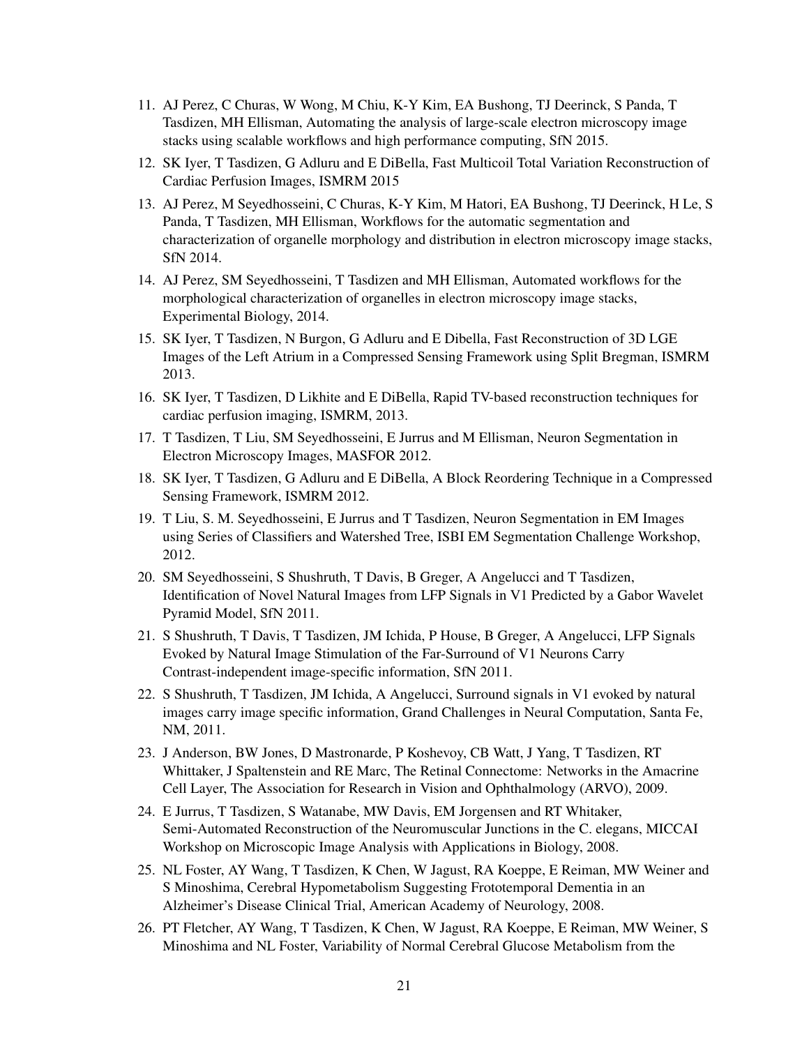11. AJ Perez, C Churas, W Wong, M Chiu, K-Y Kim, EA Bushong, TJ Deerinck, S Panda, T Tasdizen, MH Ellisman, Automating the analysis of large-scale electron microscopy image stacks using scalable workflows and high performance computing, SfN 2015.
12. SK Iyer, T Tasdizen, G Adluru and E DiBella, Fast Multicoil Total Variation Reconstruction of Cardiac Perfusion Images, ISMRM 2015
13. AJ Perez, M Seyedhosseini, C Churas, K-Y Kim, M Hatori, EA Bushong, TJ Deerinck, H Le, S Panda, T Tasdizen, MH Ellisman, Workflows for the automatic segmentation and characterization of organelle morphology and distribution in electron microscopy image stacks, SfN 2014.
14. AJ Perez, SM Seyedhosseini, T Tasdizen and MH Ellisman, Automated workflows for the morphological characterization of organelles in electron microscopy image stacks, Experimental Biology, 2014.
15. SK Iyer, T Tasdizen, N Burgon, G Adluru and E Dibella, Fast Reconstruction of 3D LGE Images of the Left Atrium in a Compressed Sensing Framework using Split Bregman, ISMRM 2013.
16. SK Iyer, T Tasdizen, D Likhite and E DiBella, Rapid TV-based reconstruction techniques for cardiac perfusion imaging, ISMRM, 2013.
17. T Tasdizen, T Liu, SM Seyedhosseini, E Jurrus and M Ellisman, Neuron Segmentation in Electron Microscopy Images, MASFOR 2012.
18. SK Iyer, T Tasdizen, G Adluru and E DiBella, A Block Reordering Technique in a Compressed Sensing Framework, ISMRM 2012.
19. T Liu, S. M. Seyedhosseini, E Jurrus and T Tasdizen, Neuron Segmentation in EM Images using Series of Classifiers and Watershed Tree, ISBI EM Segmentation Challenge Workshop, 2012.
20. SM Seyedhosseini, S Shushruth, T Davis, B Greger, A Angelucci and T Tasdizen, Identification of Novel Natural Images from LFP Signals in V1 Predicted by a Gabor Wavelet Pyramid Model, SfN 2011.
21. S Shushruth, T Davis, T Tasdizen, JM Ichida, P House, B Greger, A Angelucci, LFP Signals Evoked by Natural Image Stimulation of the Far-Surround of V1 Neurons Carry Contrast-independent image-specific information, SfN 2011.
22. S Shushruth, T Tasdizen, JM Ichida, A Angelucci, Surround signals in V1 evoked by natural images carry image specific information, Grand Challenges in Neural Computation, Santa Fe, NM, 2011.
23. J Anderson, BW Jones, D Mastronarde, P Koshevoy, CB Watt, J Yang, T Tasdizen, RT Whittaker, J Spaltenstein and RE Marc, The Retinal Connectome: Networks in the Amacrine Cell Layer, The Association for Research in Vision and Ophthalmology (ARVO), 2009.
24. E Jurrus, T Tasdizen, S Watanabe, MW Davis, EM Jorgensen and RT Whitaker, Semi-Automated Reconstruction of the Neuromuscular Junctions in the C. elegans, MICCAI Workshop on Microscopic Image Analysis with Applications in Biology, 2008.
25. NL Foster, AY Wang, T Tasdizen, K Chen, W Jagust, RA Koeppe, E Reiman, MW Weiner and S Minoshima, Cerebral Hypometabolism Suggesting Frototemporal Dementia in an Alzheimer's Disease Clinical Trial, American Academy of Neurology, 2008.
26. PT Fletcher, AY Wang, T Tasdizen, K Chen, W Jagust, RA Koeppe, E Reiman, MW Weiner, S Minoshima and NL Foster, Variability of Normal Cerebral Glucose Metabolism from the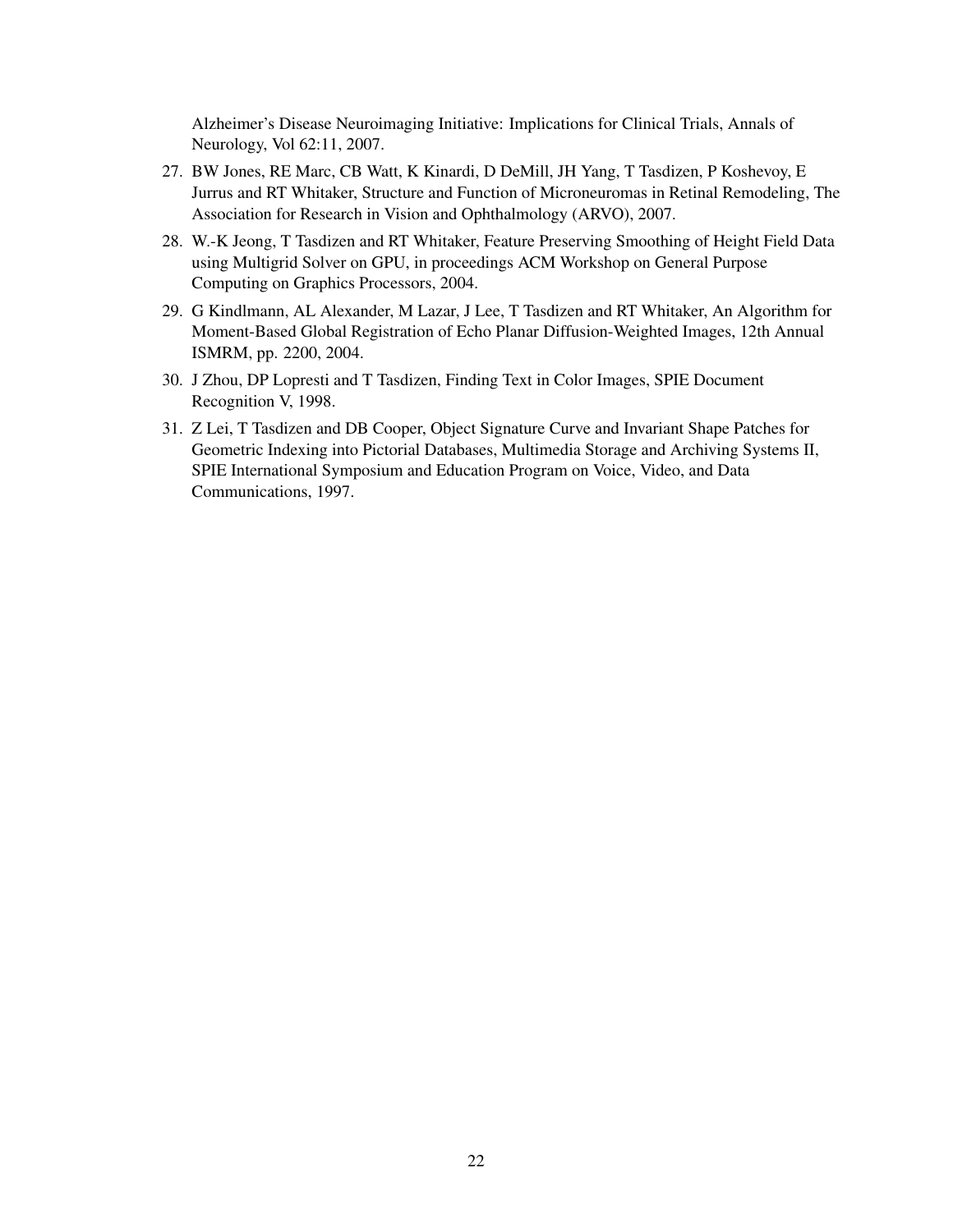Alzheimer's Disease Neuroimaging Initiative: Implications for Clinical Trials, Annals of Neurology, Vol 62:11, 2007.

27. BW Jones, RE Marc, CB Watt, K Kinardi, D DeMill, JH Yang, T Tasdizen, P Koshevoy, E Jurrus and RT Whitaker, Structure and Function of Microneuromas in Retinal Remodeling, The Association for Research in Vision and Ophthalmology (ARVO), 2007.
28. W.-K Jeong, T Tasdizen and RT Whitaker, Feature Preserving Smoothing of Height Field Data using Multigrid Solver on GPU, in proceedings ACM Workshop on General Purpose Computing on Graphics Processors, 2004.
29. G Kindlmann, AL Alexander, M Lazar, J Lee, T Tasdizen and RT Whitaker, An Algorithm for Moment-Based Global Registration of Echo Planar Diffusion-Weighted Images, 12th Annual ISMRM, pp. 2200, 2004.
30. J Zhou, DP Lopresti and T Tasdizen, Finding Text in Color Images, SPIE Document Recognition V, 1998.
31. Z Lei, T Tasdizen and DB Cooper, Object Signature Curve and Invariant Shape Patches for Geometric Indexing into Pictorial Databases, Multimedia Storage and Archiving Systems II, SPIE International Symposium and Education Program on Voice, Video, and Data Communications, 1997.